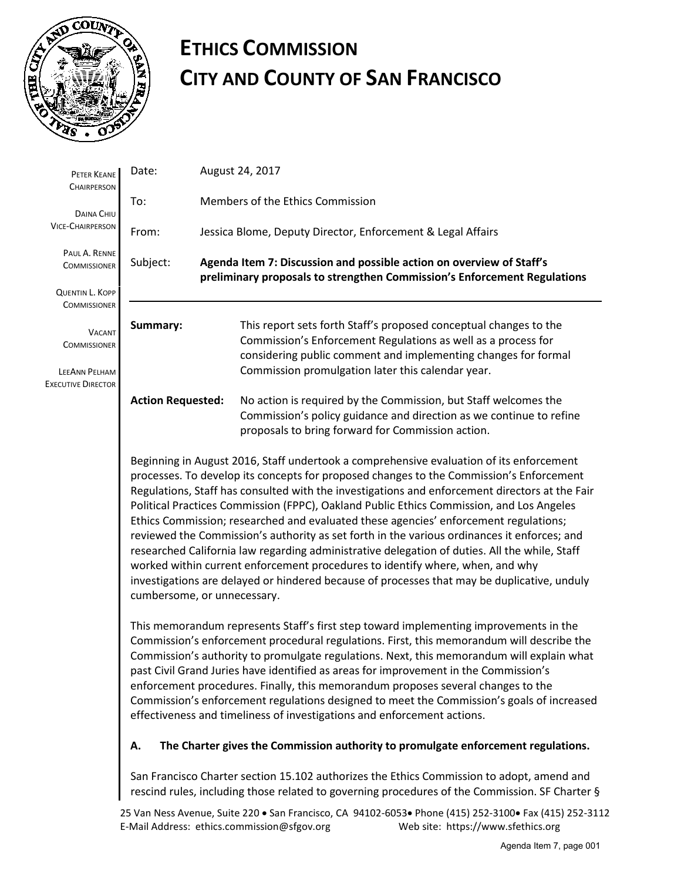# ETHICS COMMISSION
# CITY AND COUNTY OF SAN FRANCISCO

PETER KEANE
CHAIRPERSON

DAINA CHIU
VICE-CHAIRPERSON

PAUL A. RENNE
COMMISSIONER

QUENTIN L. KOPP
COMMISSIONER

VACANT
COMMISSIONER

LEEANN PELHAM
EXECUTIVE DIRECTOR

| | |
|---|---|
| Date: | August 24, 2017 |
| To: | Members of the Ethics Commission |
| From: | Jessica Blome, Deputy Director, Enforcement & Legal Affairs |
| Subject: | **Agenda Item 7: Discussion and possible action on overview of Staff's preliminary proposals to strengthen Commission's Enforcement Regulations** |

---

**Summary:** This report sets forth Staff's proposed conceptual changes to the Commission's Enforcement Regulations as well as a process for considering public comment and implementing changes for formal Commission promulgation later this calendar year.

**Action Requested:** No action is required by the Commission, but Staff welcomes the Commission's policy guidance and direction as we continue to refine proposals to bring forward for Commission action.

Beginning in August 2016, Staff undertook a comprehensive evaluation of its enforcement processes. To develop its concepts for proposed changes to the Commission's Enforcement Regulations, Staff has consulted with the investigations and enforcement directors at the Fair Political Practices Commission (FPPC), Oakland Public Ethics Commission, and Los Angeles Ethics Commission; researched and evaluated these agencies' enforcement regulations; reviewed the Commission's authority as set forth in the various ordinances it enforces; and researched California law regarding administrative delegation of duties. All the while, Staff worked within current enforcement procedures to identify where, when, and why investigations are delayed or hindered because of processes that may be duplicative, unduly cumbersome, or unnecessary.

This memorandum represents Staff's first step toward implementing improvements in the Commission's enforcement procedural regulations. First, this memorandum will describe the Commission's authority to promulgate regulations. Next, this memorandum will explain what past Civil Grand Juries have identified as areas for improvement in the Commission's enforcement procedures. Finally, this memorandum proposes several changes to the Commission's enforcement regulations designed to meet the Commission's goals of increased effectiveness and timeliness of investigations and enforcement actions.

## A. The Charter gives the Commission authority to promulgate enforcement regulations.

San Francisco Charter section 15.102 authorizes the Ethics Commission to adopt, amend and rescind rules, including those related to governing procedures of the Commission. SF Charter §

25 Van Ness Avenue, Suite 220 • San Francisco, CA 94102-6053• Phone (415) 252-3100• Fax (415) 252-3112
E-Mail Address: ethics.commission@sfgov.org Web site: https://www.sfethics.org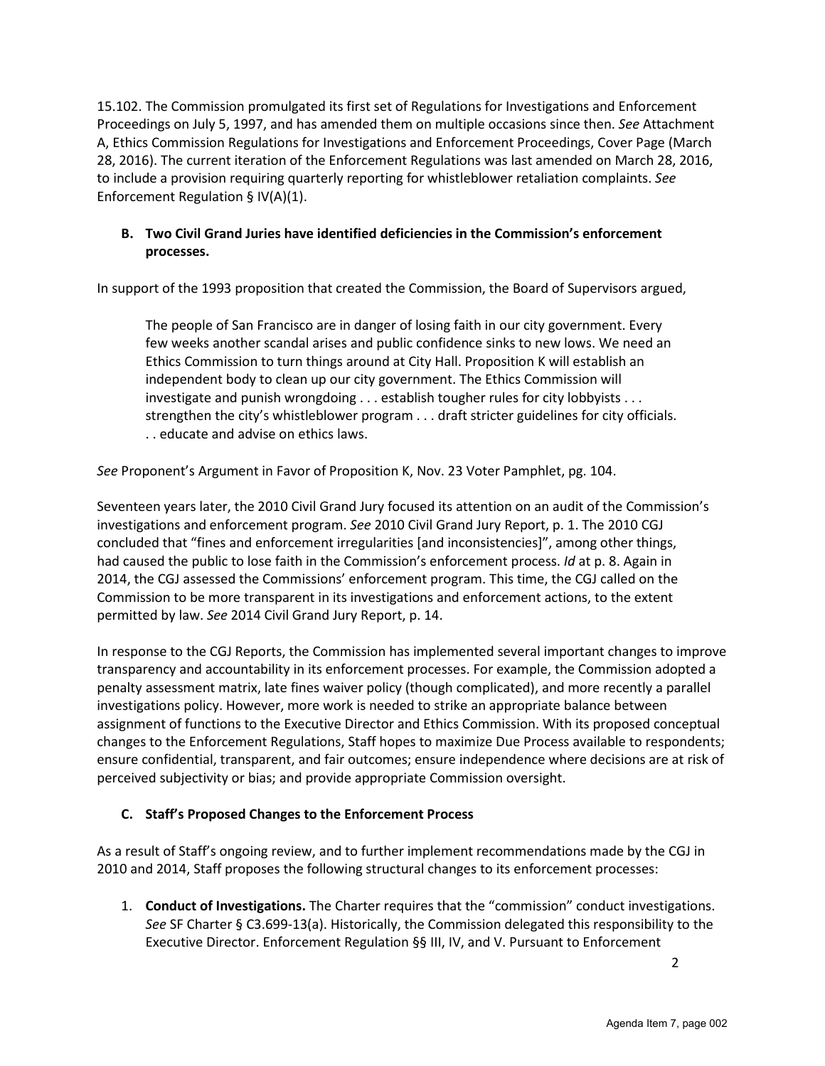15.102. The Commission promulgated its first set of Regulations for Investigations and Enforcement Proceedings on July 5, 1997, and has amended them on multiple occasions since then. *See* Attachment A, Ethics Commission Regulations for Investigations and Enforcement Proceedings, Cover Page (March 28, 2016). The current iteration of the Enforcement Regulations was last amended on March 28, 2016, to include a provision requiring quarterly reporting for whistleblower retaliation complaints. *See* Enforcement Regulation § IV(A)(1).

### B. Two Civil Grand Juries have identified deficiencies in the Commission's enforcement processes.

In support of the 1993 proposition that created the Commission, the Board of Supervisors argued,

> The people of San Francisco are in danger of losing faith in our city government. Every few weeks another scandal arises and public confidence sinks to new lows. We need an Ethics Commission to turn things around at City Hall. Proposition K will establish an independent body to clean up our city government. The Ethics Commission will investigate and punish wrongdoing . . . establish tougher rules for city lobbyists . . . strengthen the city's whistleblower program . . . draft stricter guidelines for city officials. . . educate and advise on ethics laws.

*See* Proponent's Argument in Favor of Proposition K, Nov. 23 Voter Pamphlet, pg. 104.

Seventeen years later, the 2010 Civil Grand Jury focused its attention on an audit of the Commission's investigations and enforcement program. *See* 2010 Civil Grand Jury Report, p. 1. The 2010 CGJ concluded that "fines and enforcement irregularities [and inconsistencies]", among other things, had caused the public to lose faith in the Commission's enforcement process. *Id* at p. 8. Again in 2014, the CGJ assessed the Commissions' enforcement program. This time, the CGJ called on the Commission to be more transparent in its investigations and enforcement actions, to the extent permitted by law. *See* 2014 Civil Grand Jury Report, p. 14.

In response to the CGJ Reports, the Commission has implemented several important changes to improve transparency and accountability in its enforcement processes. For example, the Commission adopted a penalty assessment matrix, late fines waiver policy (though complicated), and more recently a parallel investigations policy. However, more work is needed to strike an appropriate balance between assignment of functions to the Executive Director and Ethics Commission. With its proposed conceptual changes to the Enforcement Regulations, Staff hopes to maximize Due Process available to respondents; ensure confidential, transparent, and fair outcomes; ensure independence where decisions are at risk of perceived subjectivity or bias; and provide appropriate Commission oversight.

### C. Staff's Proposed Changes to the Enforcement Process

As a result of Staff's ongoing review, and to further implement recommendations made by the CGJ in 2010 and 2014, Staff proposes the following structural changes to its enforcement processes:

1. **Conduct of Investigations.** The Charter requires that the "commission" conduct investigations. *See* SF Charter § C3.699-13(a). Historically, the Commission delegated this responsibility to the Executive Director. Enforcement Regulation §§ III, IV, and V. Pursuant to Enforcement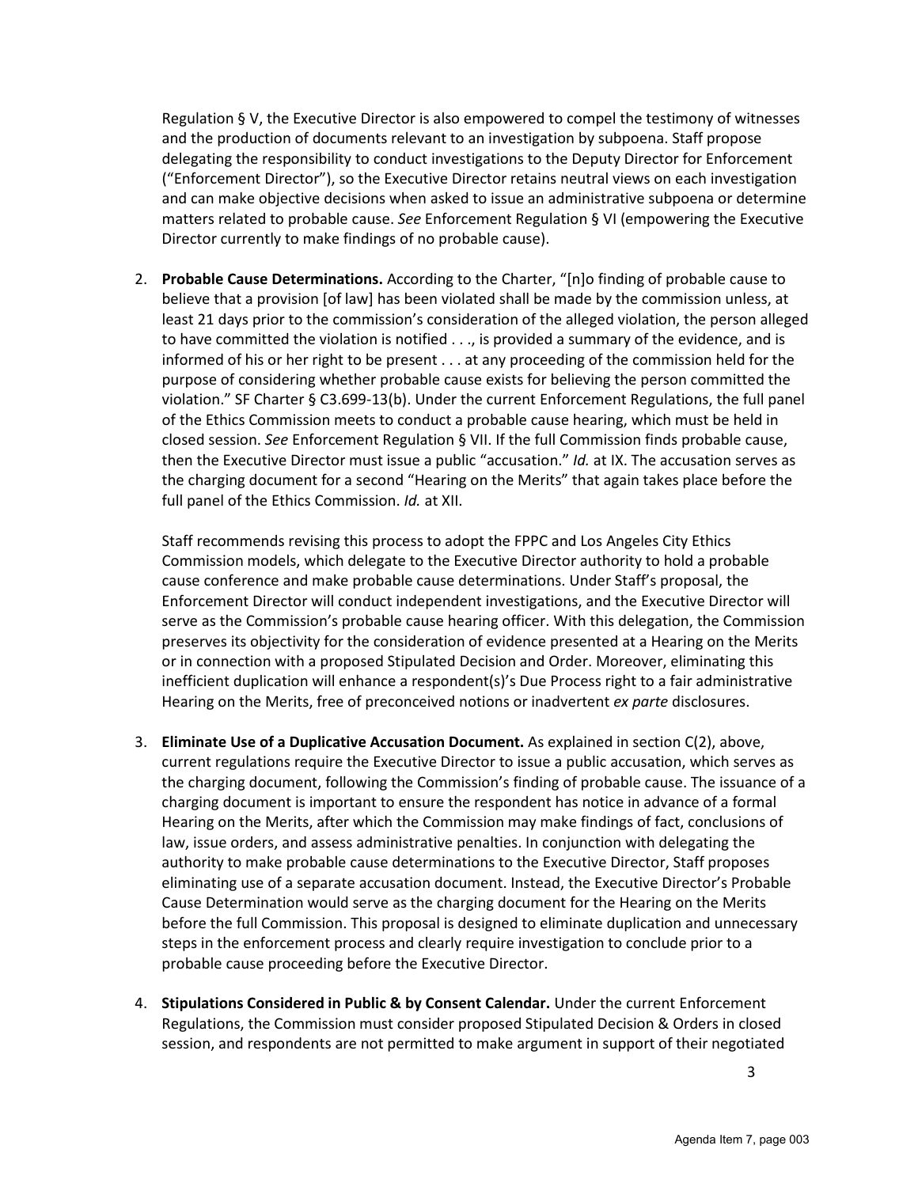Regulation § V, the Executive Director is also empowered to compel the testimony of witnesses and the production of documents relevant to an investigation by subpoena. Staff propose delegating the responsibility to conduct investigations to the Deputy Director for Enforcement ("Enforcement Director"), so the Executive Director retains neutral views on each investigation and can make objective decisions when asked to issue an administrative subpoena or determine matters related to probable cause. *See* Enforcement Regulation § VI (empowering the Executive Director currently to make findings of no probable cause).

2. **Probable Cause Determinations.** According to the Charter, "[n]o finding of probable cause to believe that a provision [of law] has been violated shall be made by the commission unless, at least 21 days prior to the commission's consideration of the alleged violation, the person alleged to have committed the violation is notified . . ., is provided a summary of the evidence, and is informed of his or her right to be present . . . at any proceeding of the commission held for the purpose of considering whether probable cause exists for believing the person committed the violation." SF Charter § C3.699-13(b). Under the current Enforcement Regulations, the full panel of the Ethics Commission meets to conduct a probable cause hearing, which must be held in closed session. *See* Enforcement Regulation § VII. If the full Commission finds probable cause, then the Executive Director must issue a public "accusation." *Id.* at IX. The accusation serves as the charging document for a second "Hearing on the Merits" that again takes place before the full panel of the Ethics Commission. *Id.* at XII.

   Staff recommends revising this process to adopt the FPPC and Los Angeles City Ethics Commission models, which delegate to the Executive Director authority to hold a probable cause conference and make probable cause determinations. Under Staff's proposal, the Enforcement Director will conduct independent investigations, and the Executive Director will serve as the Commission's probable cause hearing officer. With this delegation, the Commission preserves its objectivity for the consideration of evidence presented at a Hearing on the Merits or in connection with a proposed Stipulated Decision and Order. Moreover, eliminating this inefficient duplication will enhance a respondent(s)'s Due Process right to a fair administrative Hearing on the Merits, free of preconceived notions or inadvertent *ex parte* disclosures.

3. **Eliminate Use of a Duplicative Accusation Document.** As explained in section C(2), above, current regulations require the Executive Director to issue a public accusation, which serves as the charging document, following the Commission's finding of probable cause. The issuance of a charging document is important to ensure the respondent has notice in advance of a formal Hearing on the Merits, after which the Commission may make findings of fact, conclusions of law, issue orders, and assess administrative penalties. In conjunction with delegating the authority to make probable cause determinations to the Executive Director, Staff proposes eliminating use of a separate accusation document. Instead, the Executive Director's Probable Cause Determination would serve as the charging document for the Hearing on the Merits before the full Commission. This proposal is designed to eliminate duplication and unnecessary steps in the enforcement process and clearly require investigation to conclude prior to a probable cause proceeding before the Executive Director.

4. **Stipulations Considered in Public & by Consent Calendar.** Under the current Enforcement Regulations, the Commission must consider proposed Stipulated Decision & Orders in closed session, and respondents are not permitted to make argument in support of their negotiated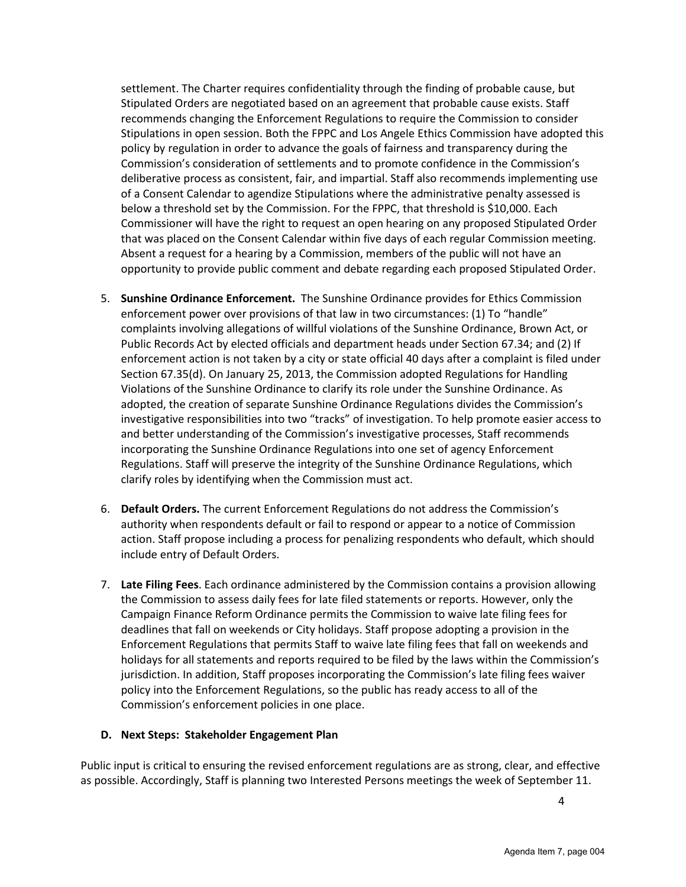settlement. The Charter requires confidentiality through the finding of probable cause, but Stipulated Orders are negotiated based on an agreement that probable cause exists. Staff recommends changing the Enforcement Regulations to require the Commission to consider Stipulations in open session. Both the FPPC and Los Angele Ethics Commission have adopted this policy by regulation in order to advance the goals of fairness and transparency during the Commission's consideration of settlements and to promote confidence in the Commission's deliberative process as consistent, fair, and impartial. Staff also recommends implementing use of a Consent Calendar to agendize Stipulations where the administrative penalty assessed is below a threshold set by the Commission. For the FPPC, that threshold is $10,000. Each Commissioner will have the right to request an open hearing on any proposed Stipulated Order that was placed on the Consent Calendar within five days of each regular Commission meeting. Absent a request for a hearing by a Commission, members of the public will not have an opportunity to provide public comment and debate regarding each proposed Stipulated Order.

5. **Sunshine Ordinance Enforcement.** The Sunshine Ordinance provides for Ethics Commission enforcement power over provisions of that law in two circumstances: (1) To "handle" complaints involving allegations of willful violations of the Sunshine Ordinance, Brown Act, or Public Records Act by elected officials and department heads under Section 67.34; and (2) If enforcement action is not taken by a city or state official 40 days after a complaint is filed under Section 67.35(d). On January 25, 2013, the Commission adopted Regulations for Handling Violations of the Sunshine Ordinance to clarify its role under the Sunshine Ordinance. As adopted, the creation of separate Sunshine Ordinance Regulations divides the Commission's investigative responsibilities into two "tracks" of investigation. To help promote easier access to and better understanding of the Commission's investigative processes, Staff recommends incorporating the Sunshine Ordinance Regulations into one set of agency Enforcement Regulations. Staff will preserve the integrity of the Sunshine Ordinance Regulations, which clarify roles by identifying when the Commission must act.

6. **Default Orders.** The current Enforcement Regulations do not address the Commission's authority when respondents default or fail to respond or appear to a notice of Commission action. Staff propose including a process for penalizing respondents who default, which should include entry of Default Orders.

7. **Late Filing Fees**. Each ordinance administered by the Commission contains a provision allowing the Commission to assess daily fees for late filed statements or reports. However, only the Campaign Finance Reform Ordinance permits the Commission to waive late filing fees for deadlines that fall on weekends or City holidays. Staff propose adopting a provision in the Enforcement Regulations that permits Staff to waive late filing fees that fall on weekends and holidays for all statements and reports required to be filed by the laws within the Commission's jurisdiction. In addition, Staff proposes incorporating the Commission's late filing fees waiver policy into the Enforcement Regulations, so the public has ready access to all of the Commission's enforcement policies in one place.

### D. Next Steps: Stakeholder Engagement Plan

Public input is critical to ensuring the revised enforcement regulations are as strong, clear, and effective as possible. Accordingly, Staff is planning two Interested Persons meetings the week of September 11.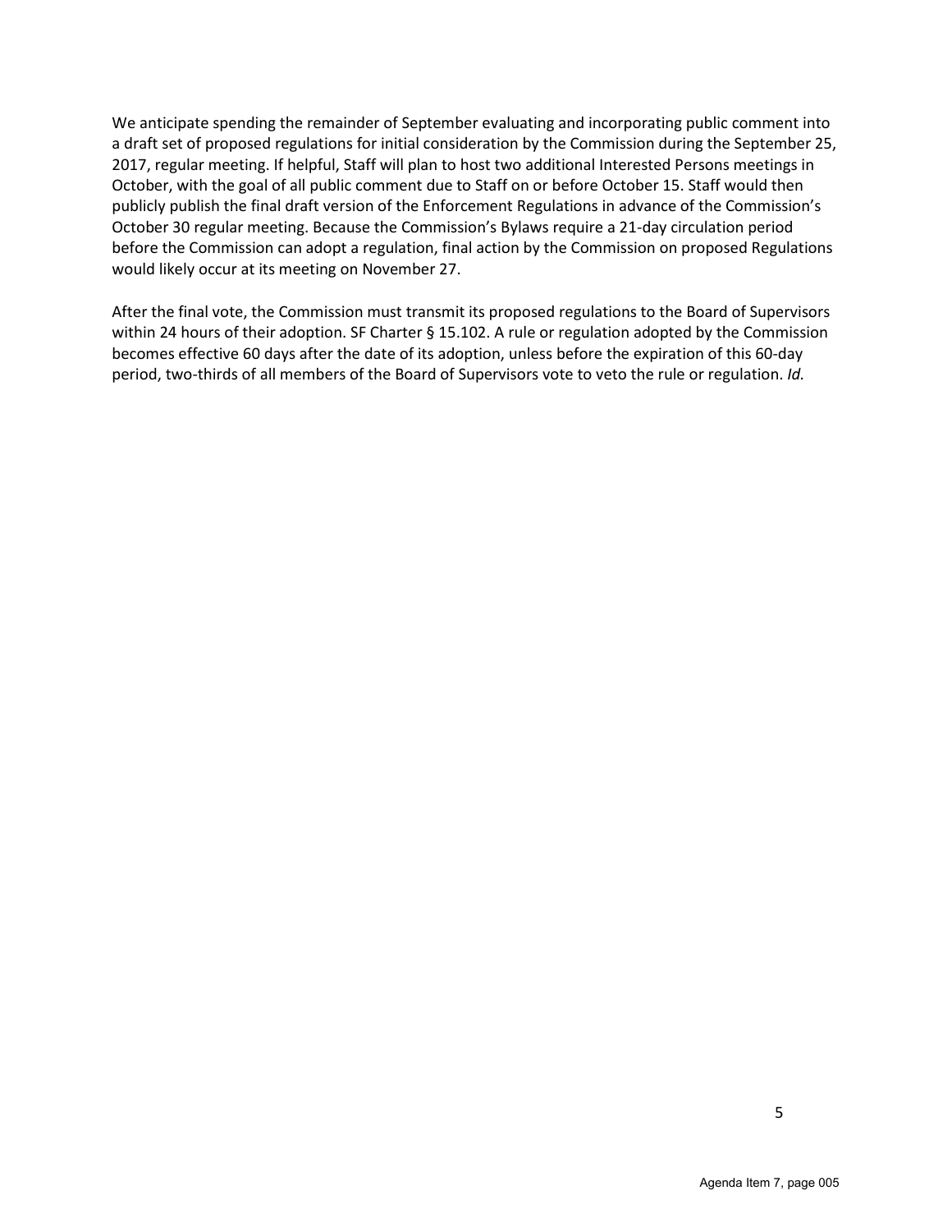We anticipate spending the remainder of September evaluating and incorporating public comment into a draft set of proposed regulations for initial consideration by the Commission during the September 25, 2017, regular meeting. If helpful, Staff will plan to host two additional Interested Persons meetings in October, with the goal of all public comment due to Staff on or before October 15. Staff would then publicly publish the final draft version of the Enforcement Regulations in advance of the Commission's October 30 regular meeting. Because the Commission's Bylaws require a 21-day circulation period before the Commission can adopt a regulation, final action by the Commission on proposed Regulations would likely occur at its meeting on November 27.

After the final vote, the Commission must transmit its proposed regulations to the Board of Supervisors within 24 hours of their adoption. SF Charter § 15.102. A rule or regulation adopted by the Commission becomes effective 60 days after the date of its adoption, unless before the expiration of this 60-day period, two-thirds of all members of the Board of Supervisors vote to veto the rule or regulation. *Id*.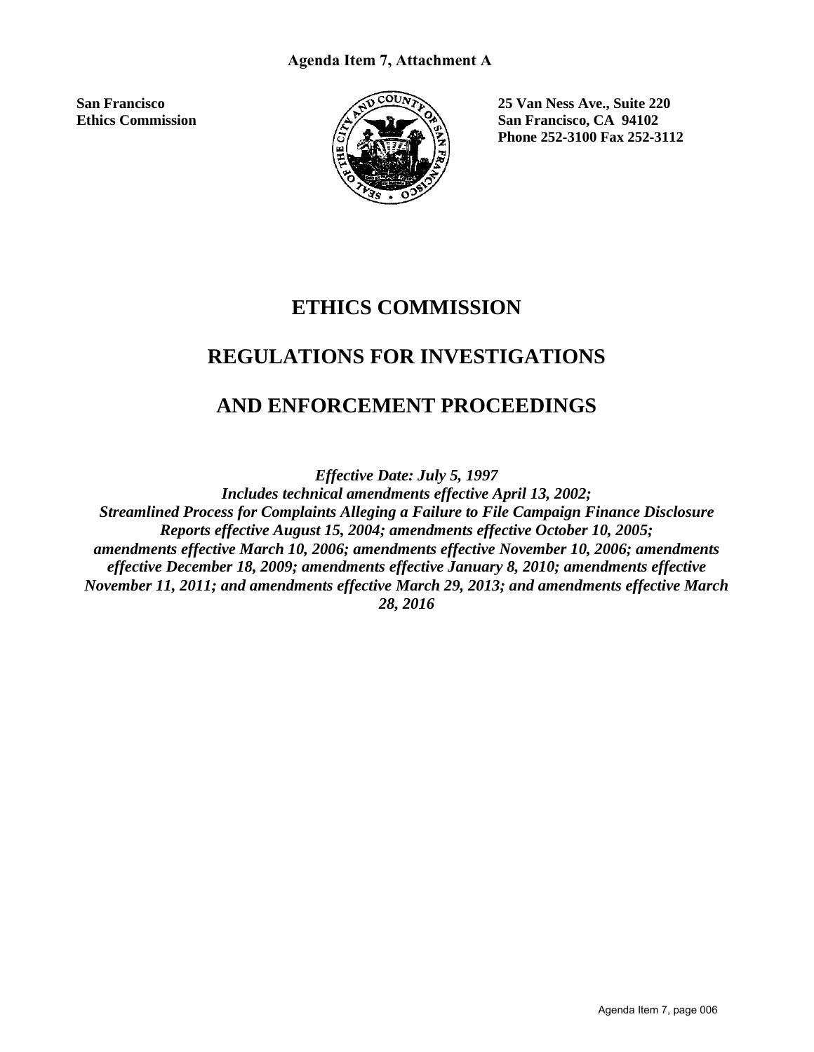**Agenda Item 7, Attachment A**

**San Francisco**
**Ethics Commission**

**25 Van Ness Ave., Suite 220**
**San Francisco, CA 94102**
**Phone 252-3100 Fax 252-3112**

# ETHICS COMMISSION

# REGULATIONS FOR INVESTIGATIONS

# AND ENFORCEMENT PROCEEDINGS

***Effective Date: July 5, 1997***
***Includes technical amendments effective April 13, 2002; Streamlined Process for Complaints Alleging a Failure to File Campaign Finance Disclosure Reports effective August 15, 2004; amendments effective October 10, 2005; amendments effective March 10, 2006; amendments effective November 10, 2006; amendments effective December 18, 2009; amendments effective January 8, 2010; amendments effective November 11, 2011; and amendments effective March 29, 2013; and amendments effective March 28, 2016***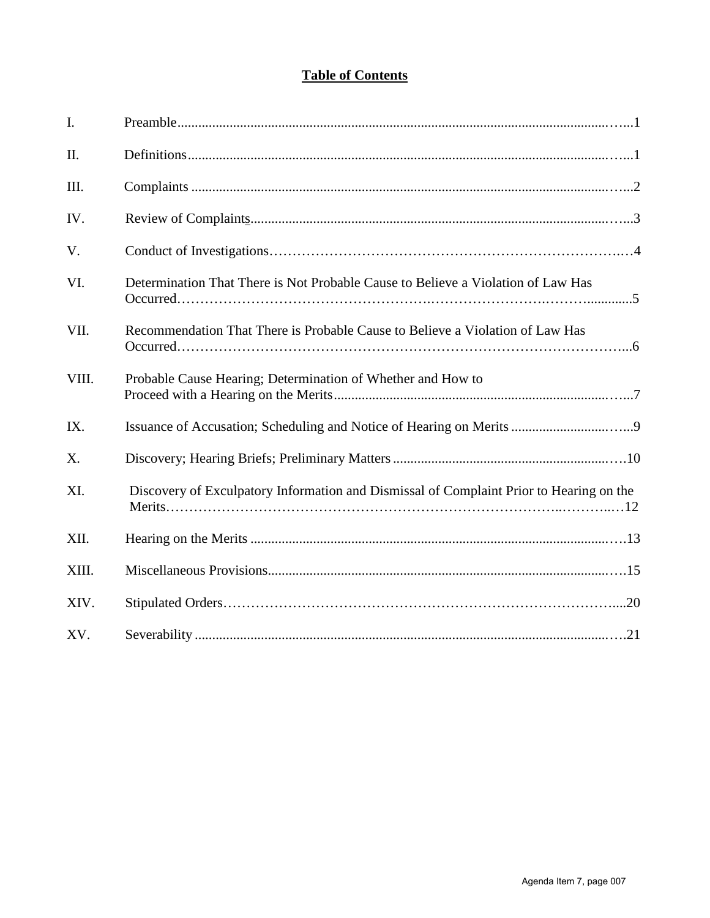# Table of Contents

| | | |
|---|---|---|
| I. | Preamble | 1 |
| II. | Definitions | 1 |
| III. | Complaints | 2 |
| IV. | Review of Complaints | 3 |
| V. | Conduct of Investigations | 4 |
| VI. | Determination That There is Not Probable Cause to Believe a Violation of Law Has Occurred | 5 |
| VII. | Recommendation That There is Probable Cause to Believe a Violation of Law Has Occurred | 6 |
| VIII. | Probable Cause Hearing; Determination of Whether and How to Proceed with a Hearing on the Merits | 7 |
| IX. | Issuance of Accusation; Scheduling and Notice of Hearing on Merits | 9 |
| X. | Discovery; Hearing Briefs; Preliminary Matters | 10 |
| XI. | Discovery of Exculpatory Information and Dismissal of Complaint Prior to Hearing on the Merits | 12 |
| XII. | Hearing on the Merits | 13 |
| XIII. | Miscellaneous Provisions | 15 |
| XIV. | Stipulated Orders | 20 |
| XV. | Severability | 21 |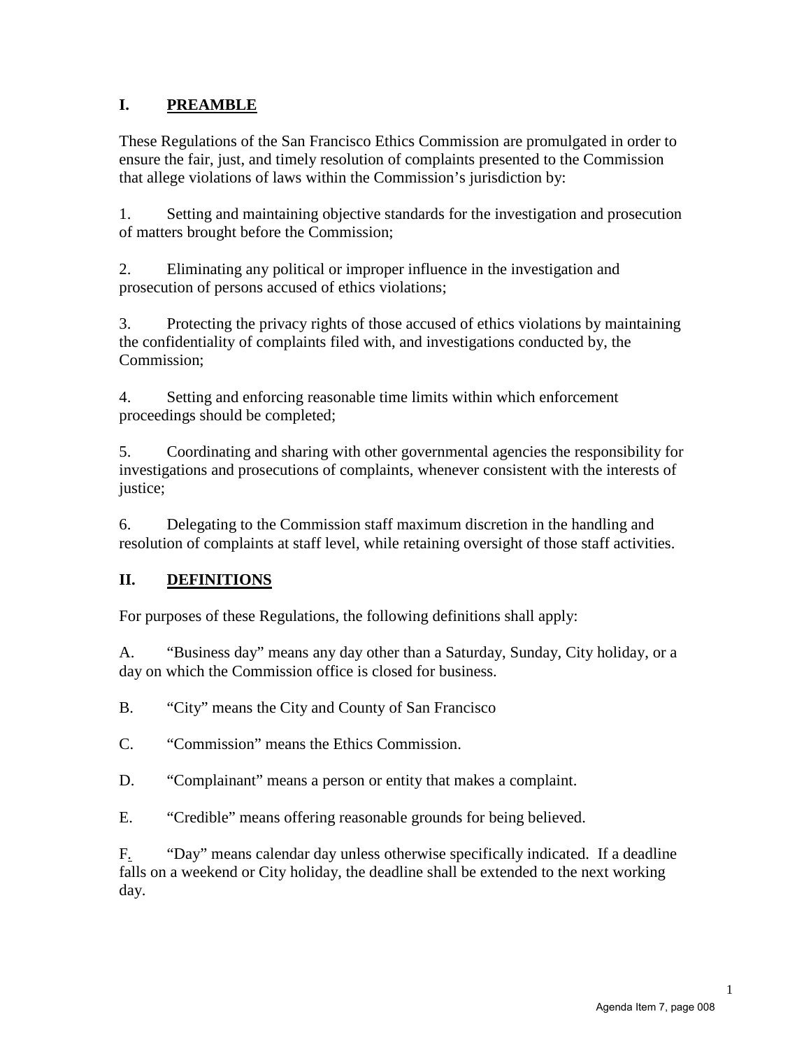## I. PREAMBLE

These Regulations of the San Francisco Ethics Commission are promulgated in order to ensure the fair, just, and timely resolution of complaints presented to the Commission that allege violations of laws within the Commission's jurisdiction by:

1. Setting and maintaining objective standards for the investigation and prosecution of matters brought before the Commission;

2. Eliminating any political or improper influence in the investigation and prosecution of persons accused of ethics violations;

3. Protecting the privacy rights of those accused of ethics violations by maintaining the confidentiality of complaints filed with, and investigations conducted by, the Commission;

4. Setting and enforcing reasonable time limits within which enforcement proceedings should be completed;

5. Coordinating and sharing with other governmental agencies the responsibility for investigations and prosecutions of complaints, whenever consistent with the interests of justice;

6. Delegating to the Commission staff maximum discretion in the handling and resolution of complaints at staff level, while retaining oversight of those staff activities.

## II. DEFINITIONS

For purposes of these Regulations, the following definitions shall apply:

A. "Business day" means any day other than a Saturday, Sunday, City holiday, or a day on which the Commission office is closed for business.

B. "City" means the City and County of San Francisco

C. "Commission" means the Ethics Commission.

D. "Complainant" means a person or entity that makes a complaint.

E. "Credible" means offering reasonable grounds for being believed.

F. "Day" means calendar day unless otherwise specifically indicated. If a deadline falls on a weekend or City holiday, the deadline shall be extended to the next working day.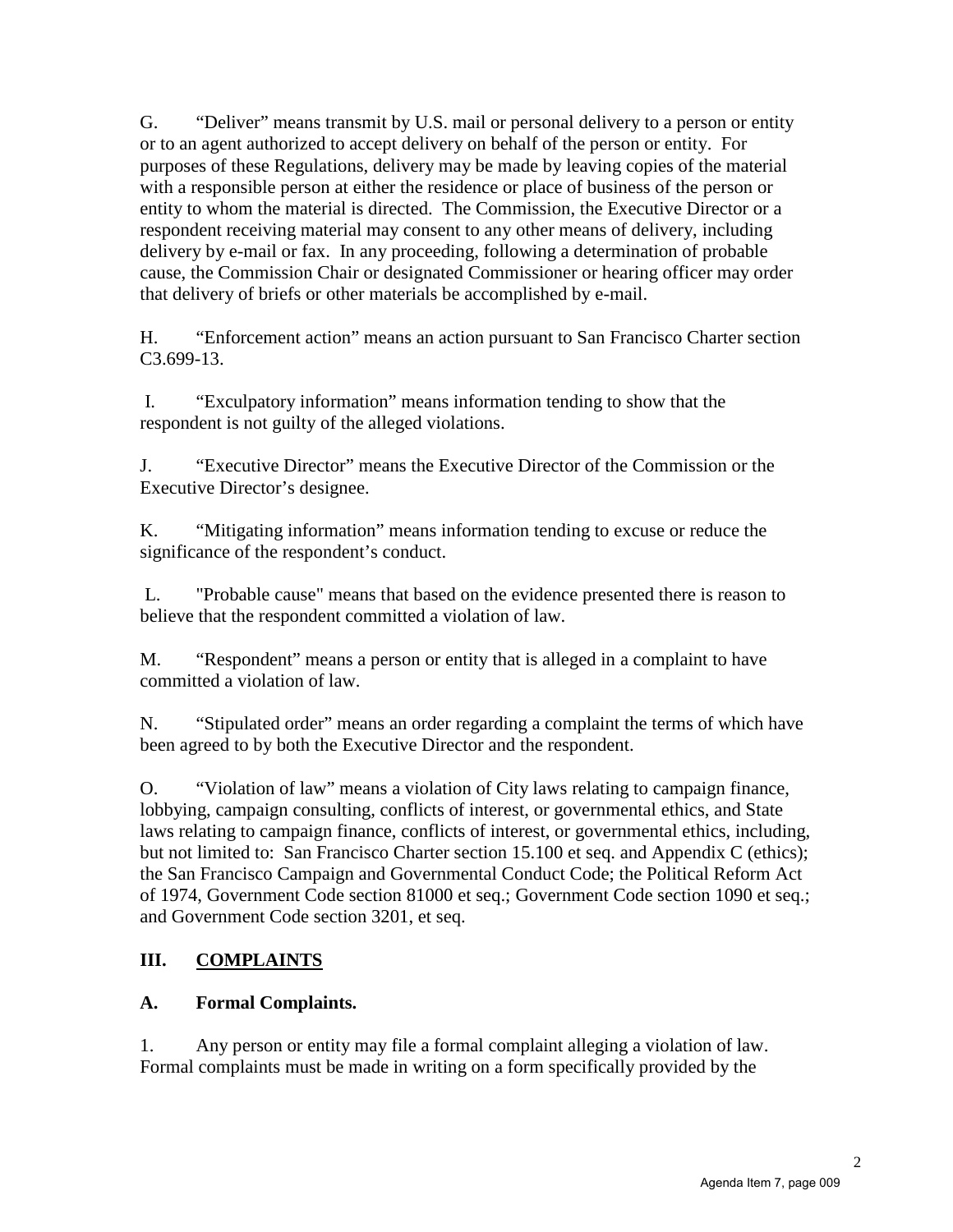G. "Deliver" means transmit by U.S. mail or personal delivery to a person or entity or to an agent authorized to accept delivery on behalf of the person or entity. For purposes of these Regulations, delivery may be made by leaving copies of the material with a responsible person at either the residence or place of business of the person or entity to whom the material is directed. The Commission, the Executive Director or a respondent receiving material may consent to any other means of delivery, including delivery by e-mail or fax. In any proceeding, following a determination of probable cause, the Commission Chair or designated Commissioner or hearing officer may order that delivery of briefs or other materials be accomplished by e-mail.

H. "Enforcement action" means an action pursuant to San Francisco Charter section C3.699-13.

I. "Exculpatory information" means information tending to show that the respondent is not guilty of the alleged violations.

J. "Executive Director" means the Executive Director of the Commission or the Executive Director's designee.

K. "Mitigating information" means information tending to excuse or reduce the significance of the respondent's conduct.

L. "Probable cause" means that based on the evidence presented there is reason to believe that the respondent committed a violation of law.

M. "Respondent" means a person or entity that is alleged in a complaint to have committed a violation of law.

N. "Stipulated order" means an order regarding a complaint the terms of which have been agreed to by both the Executive Director and the respondent.

O. "Violation of law" means a violation of City laws relating to campaign finance, lobbying, campaign consulting, conflicts of interest, or governmental ethics, and State laws relating to campaign finance, conflicts of interest, or governmental ethics, including, but not limited to: San Francisco Charter section 15.100 et seq. and Appendix C (ethics); the San Francisco Campaign and Governmental Conduct Code; the Political Reform Act of 1974, Government Code section 81000 et seq.; Government Code section 1090 et seq.; and Government Code section 3201, et seq.

## III. <u>COMPLAINTS</u>

### A. Formal Complaints.

1. Any person or entity may file a formal complaint alleging a violation of law. Formal complaints must be made in writing on a form specifically provided by the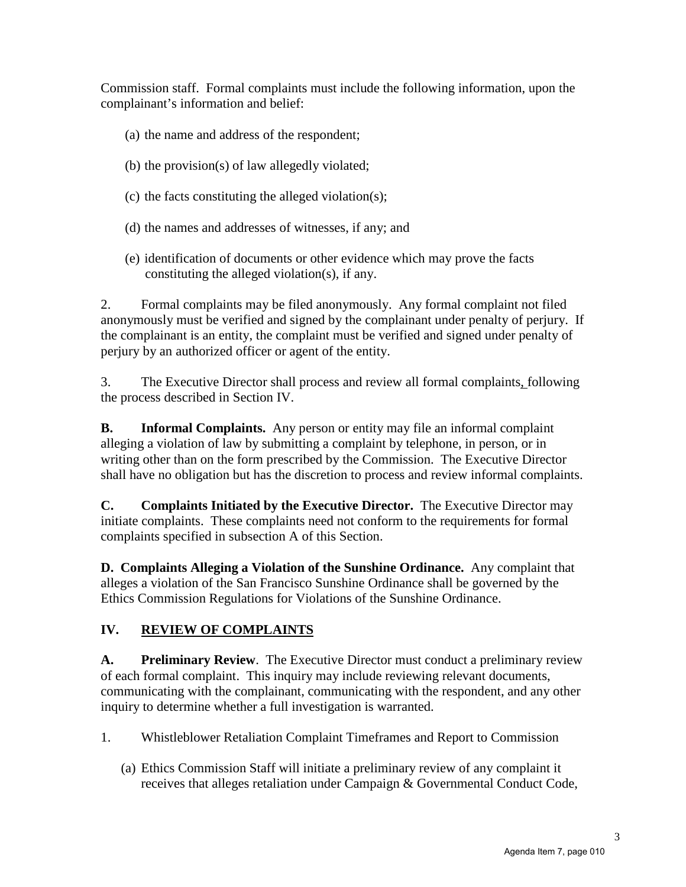Commission staff. Formal complaints must include the following information, upon the complainant's information and belief:

(a) the name and address of the respondent;

(b) the provision(s) of law allegedly violated;

(c) the facts constituting the alleged violation(s);

(d) the names and addresses of witnesses, if any; and

(e) identification of documents or other evidence which may prove the facts constituting the alleged violation(s), if any.

2. Formal complaints may be filed anonymously. Any formal complaint not filed anonymously must be verified and signed by the complainant under penalty of perjury. If the complainant is an entity, the complaint must be verified and signed under penalty of perjury by an authorized officer or agent of the entity.

3. The Executive Director shall process and review all formal complaints, following the process described in Section IV.

**B. Informal Complaints.** Any person or entity may file an informal complaint alleging a violation of law by submitting a complaint by telephone, in person, or in writing other than on the form prescribed by the Commission. The Executive Director shall have no obligation but has the discretion to process and review informal complaints.

**C. Complaints Initiated by the Executive Director.** The Executive Director may initiate complaints. These complaints need not conform to the requirements for formal complaints specified in subsection A of this Section.

**D. Complaints Alleging a Violation of the Sunshine Ordinance.** Any complaint that alleges a violation of the San Francisco Sunshine Ordinance shall be governed by the Ethics Commission Regulations for Violations of the Sunshine Ordinance.

## IV. REVIEW OF COMPLAINTS

**A. Preliminary Review**. The Executive Director must conduct a preliminary review of each formal complaint. This inquiry may include reviewing relevant documents, communicating with the complainant, communicating with the respondent, and any other inquiry to determine whether a full investigation is warranted.

1. Whistleblower Retaliation Complaint Timeframes and Report to Commission

(a) Ethics Commission Staff will initiate a preliminary review of any complaint it receives that alleges retaliation under Campaign & Governmental Conduct Code,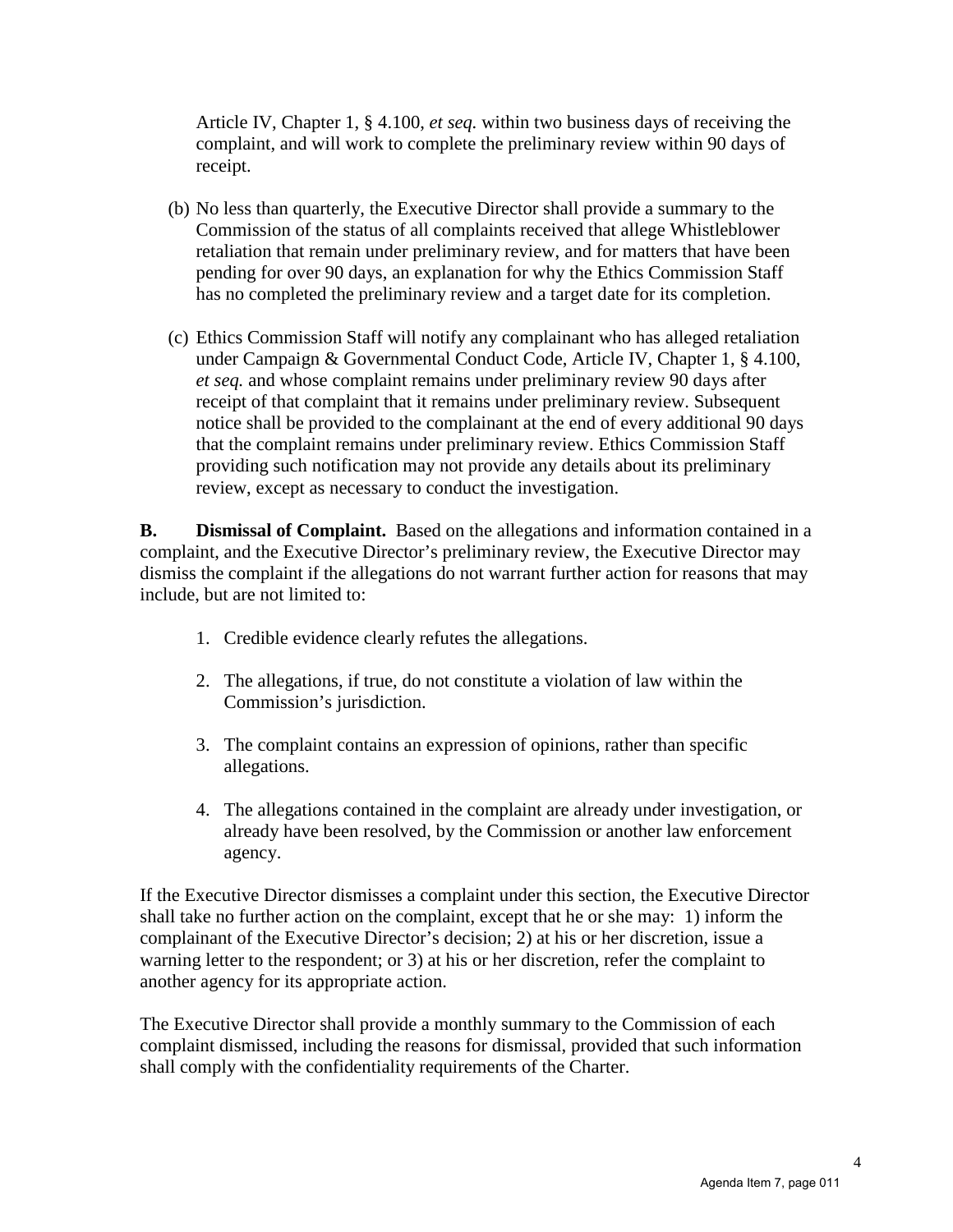Article IV, Chapter 1, § 4.100, *et seq.* within two business days of receiving the complaint, and will work to complete the preliminary review within 90 days of receipt.

(b) No less than quarterly, the Executive Director shall provide a summary to the Commission of the status of all complaints received that allege Whistleblower retaliation that remain under preliminary review, and for matters that have been pending for over 90 days, an explanation for why the Ethics Commission Staff has no completed the preliminary review and a target date for its completion.

(c) Ethics Commission Staff will notify any complainant who has alleged retaliation under Campaign & Governmental Conduct Code, Article IV, Chapter 1, § 4.100, *et seq.* and whose complaint remains under preliminary review 90 days after receipt of that complaint that it remains under preliminary review. Subsequent notice shall be provided to the complainant at the end of every additional 90 days that the complaint remains under preliminary review. Ethics Commission Staff providing such notification may not provide any details about its preliminary review, except as necessary to conduct the investigation.

**B. Dismissal of Complaint.** Based on the allegations and information contained in a complaint, and the Executive Director's preliminary review, the Executive Director may dismiss the complaint if the allegations do not warrant further action for reasons that may include, but are not limited to:

1. Credible evidence clearly refutes the allegations.
2. The allegations, if true, do not constitute a violation of law within the Commission's jurisdiction.
3. The complaint contains an expression of opinions, rather than specific allegations.
4. The allegations contained in the complaint are already under investigation, or already have been resolved, by the Commission or another law enforcement agency.

If the Executive Director dismisses a complaint under this section, the Executive Director shall take no further action on the complaint, except that he or she may: 1) inform the complainant of the Executive Director's decision; 2) at his or her discretion, issue a warning letter to the respondent; or 3) at his or her discretion, refer the complaint to another agency for its appropriate action.

The Executive Director shall provide a monthly summary to the Commission of each complaint dismissed, including the reasons for dismissal, provided that such information shall comply with the confidentiality requirements of the Charter.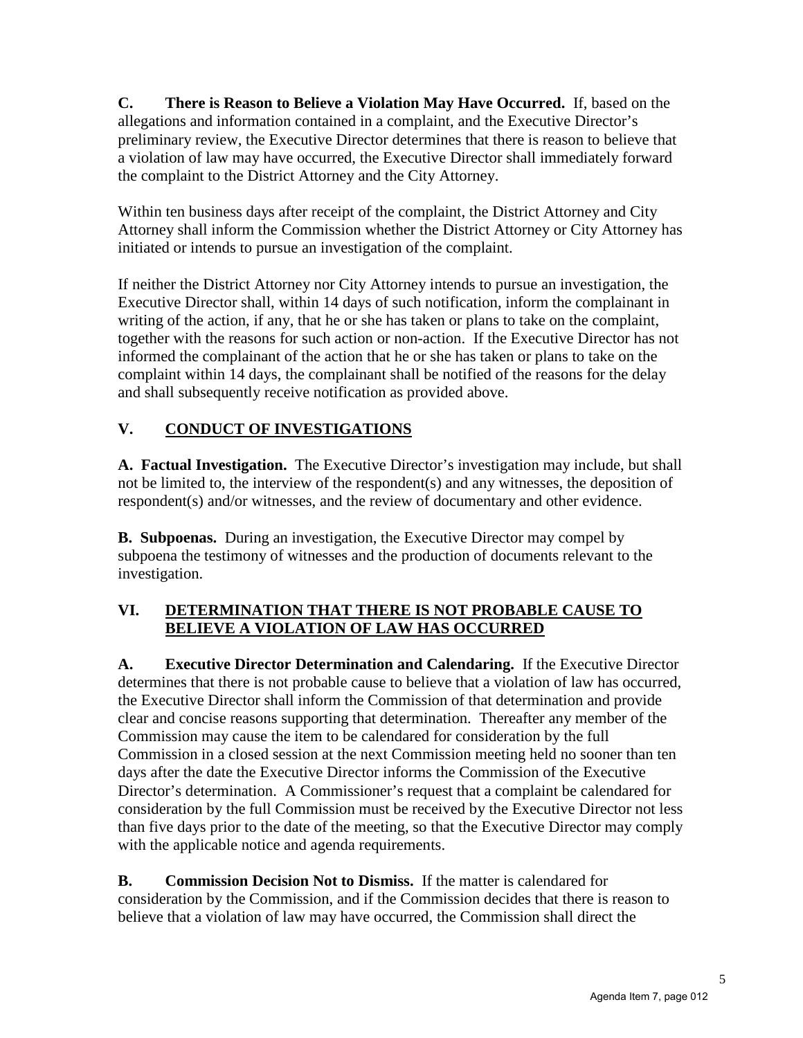**C. There is Reason to Believe a Violation May Have Occurred.** If, based on the allegations and information contained in a complaint, and the Executive Director's preliminary review, the Executive Director determines that there is reason to believe that a violation of law may have occurred, the Executive Director shall immediately forward the complaint to the District Attorney and the City Attorney.

Within ten business days after receipt of the complaint, the District Attorney and City Attorney shall inform the Commission whether the District Attorney or City Attorney has initiated or intends to pursue an investigation of the complaint.

If neither the District Attorney nor City Attorney intends to pursue an investigation, the Executive Director shall, within 14 days of such notification, inform the complainant in writing of the action, if any, that he or she has taken or plans to take on the complaint, together with the reasons for such action or non-action. If the Executive Director has not informed the complainant of the action that he or she has taken or plans to take on the complaint within 14 days, the complainant shall be notified of the reasons for the delay and shall subsequently receive notification as provided above.

## V. CONDUCT OF INVESTIGATIONS

**A. Factual Investigation.** The Executive Director's investigation may include, but shall not be limited to, the interview of the respondent(s) and any witnesses, the deposition of respondent(s) and/or witnesses, and the review of documentary and other evidence.

**B. Subpoenas.** During an investigation, the Executive Director may compel by subpoena the testimony of witnesses and the production of documents relevant to the investigation.

## VI. DETERMINATION THAT THERE IS NOT PROBABLE CAUSE TO BELIEVE A VIOLATION OF LAW HAS OCCURRED

**A. Executive Director Determination and Calendaring.** If the Executive Director determines that there is not probable cause to believe that a violation of law has occurred, the Executive Director shall inform the Commission of that determination and provide clear and concise reasons supporting that determination. Thereafter any member of the Commission may cause the item to be calendared for consideration by the full Commission in a closed session at the next Commission meeting held no sooner than ten days after the date the Executive Director informs the Commission of the Executive Director's determination. A Commissioner's request that a complaint be calendared for consideration by the full Commission must be received by the Executive Director not less than five days prior to the date of the meeting, so that the Executive Director may comply with the applicable notice and agenda requirements.

**B. Commission Decision Not to Dismiss.** If the matter is calendared for consideration by the Commission, and if the Commission decides that there is reason to believe that a violation of law may have occurred, the Commission shall direct the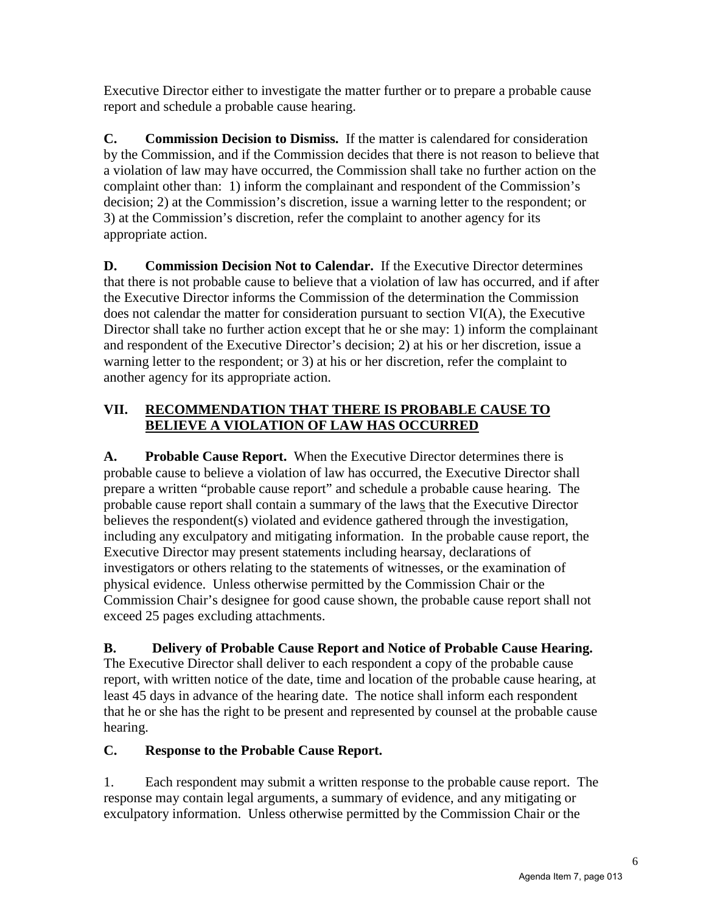Executive Director either to investigate the matter further or to prepare a probable cause report and schedule a probable cause hearing.

**C. Commission Decision to Dismiss.** If the matter is calendared for consideration by the Commission, and if the Commission decides that there is not reason to believe that a violation of law may have occurred, the Commission shall take no further action on the complaint other than: 1) inform the complainant and respondent of the Commission's decision; 2) at the Commission's discretion, issue a warning letter to the respondent; or 3) at the Commission's discretion, refer the complaint to another agency for its appropriate action.

**D. Commission Decision Not to Calendar.** If the Executive Director determines that there is not probable cause to believe that a violation of law has occurred, and if after the Executive Director informs the Commission of the determination the Commission does not calendar the matter for consideration pursuant to section VI(A), the Executive Director shall take no further action except that he or she may: 1) inform the complainant and respondent of the Executive Director's decision; 2) at his or her discretion, issue a warning letter to the respondent; or 3) at his or her discretion, refer the complaint to another agency for its appropriate action.

## VII. RECOMMENDATION THAT THERE IS PROBABLE CAUSE TO BELIEVE A VIOLATION OF LAW HAS OCCURRED

**A. Probable Cause Report.** When the Executive Director determines there is probable cause to believe a violation of law has occurred, the Executive Director shall prepare a written "probable cause report" and schedule a probable cause hearing. The probable cause report shall contain a summary of the laws that the Executive Director believes the respondent(s) violated and evidence gathered through the investigation, including any exculpatory and mitigating information. In the probable cause report, the Executive Director may present statements including hearsay, declarations of investigators or others relating to the statements of witnesses, or the examination of physical evidence. Unless otherwise permitted by the Commission Chair or the Commission Chair's designee for good cause shown, the probable cause report shall not exceed 25 pages excluding attachments.

**B. Delivery of Probable Cause Report and Notice of Probable Cause Hearing.** The Executive Director shall deliver to each respondent a copy of the probable cause report, with written notice of the date, time and location of the probable cause hearing, at least 45 days in advance of the hearing date. The notice shall inform each respondent that he or she has the right to be present and represented by counsel at the probable cause hearing.

**C. Response to the Probable Cause Report.**

1. Each respondent may submit a written response to the probable cause report. The response may contain legal arguments, a summary of evidence, and any mitigating or exculpatory information. Unless otherwise permitted by the Commission Chair or the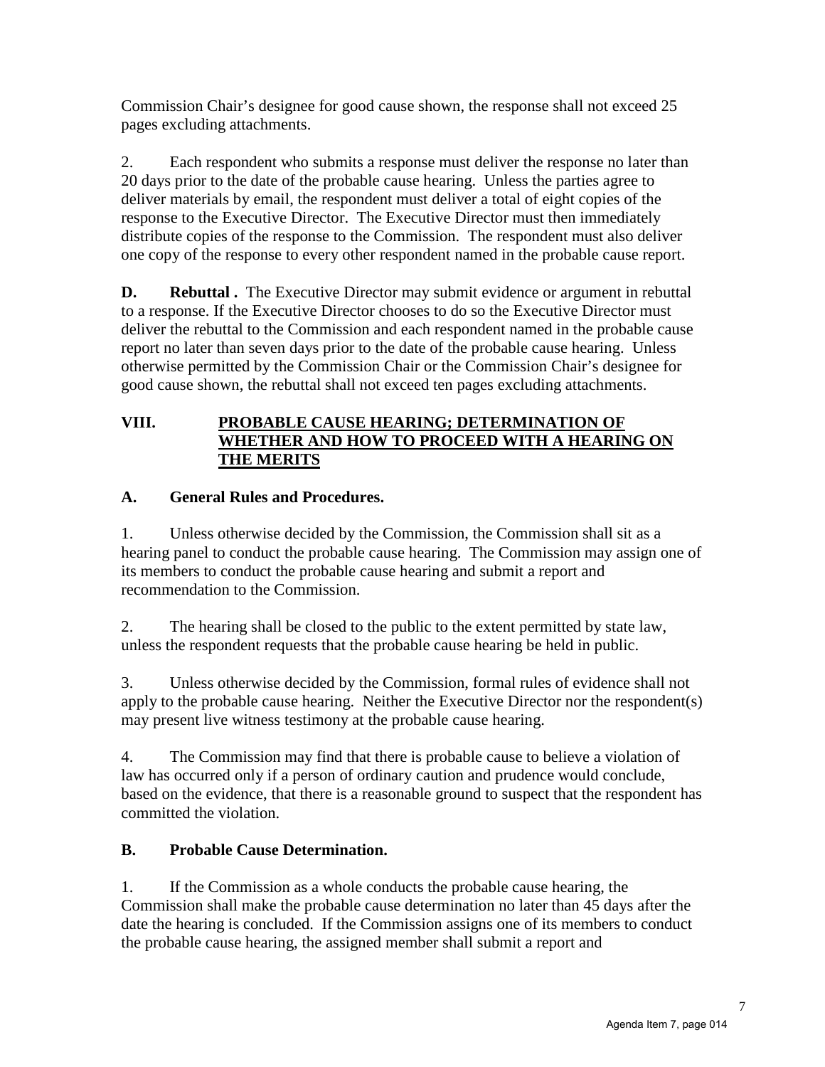Commission Chair's designee for good cause shown, the response shall not exceed 25 pages excluding attachments.

2. Each respondent who submits a response must deliver the response no later than 20 days prior to the date of the probable cause hearing. Unless the parties agree to deliver materials by email, the respondent must deliver a total of eight copies of the response to the Executive Director. The Executive Director must then immediately distribute copies of the response to the Commission. The respondent must also deliver one copy of the response to every other respondent named in the probable cause report.

**D. Rebuttal .** The Executive Director may submit evidence or argument in rebuttal to a response. If the Executive Director chooses to do so the Executive Director must deliver the rebuttal to the Commission and each respondent named in the probable cause report no later than seven days prior to the date of the probable cause hearing. Unless otherwise permitted by the Commission Chair or the Commission Chair's designee for good cause shown, the rebuttal shall not exceed ten pages excluding attachments.

## VIII. PROBABLE CAUSE HEARING; DETERMINATION OF WHETHER AND HOW TO PROCEED WITH A HEARING ON THE MERITS

### A. General Rules and Procedures.

1. Unless otherwise decided by the Commission, the Commission shall sit as a hearing panel to conduct the probable cause hearing. The Commission may assign one of its members to conduct the probable cause hearing and submit a report and recommendation to the Commission.

2. The hearing shall be closed to the public to the extent permitted by state law, unless the respondent requests that the probable cause hearing be held in public.

3. Unless otherwise decided by the Commission, formal rules of evidence shall not apply to the probable cause hearing. Neither the Executive Director nor the respondent(s) may present live witness testimony at the probable cause hearing.

4. The Commission may find that there is probable cause to believe a violation of law has occurred only if a person of ordinary caution and prudence would conclude, based on the evidence, that there is a reasonable ground to suspect that the respondent has committed the violation.

### B. Probable Cause Determination.

1. If the Commission as a whole conducts the probable cause hearing, the Commission shall make the probable cause determination no later than 45 days after the date the hearing is concluded. If the Commission assigns one of its members to conduct the probable cause hearing, the assigned member shall submit a report and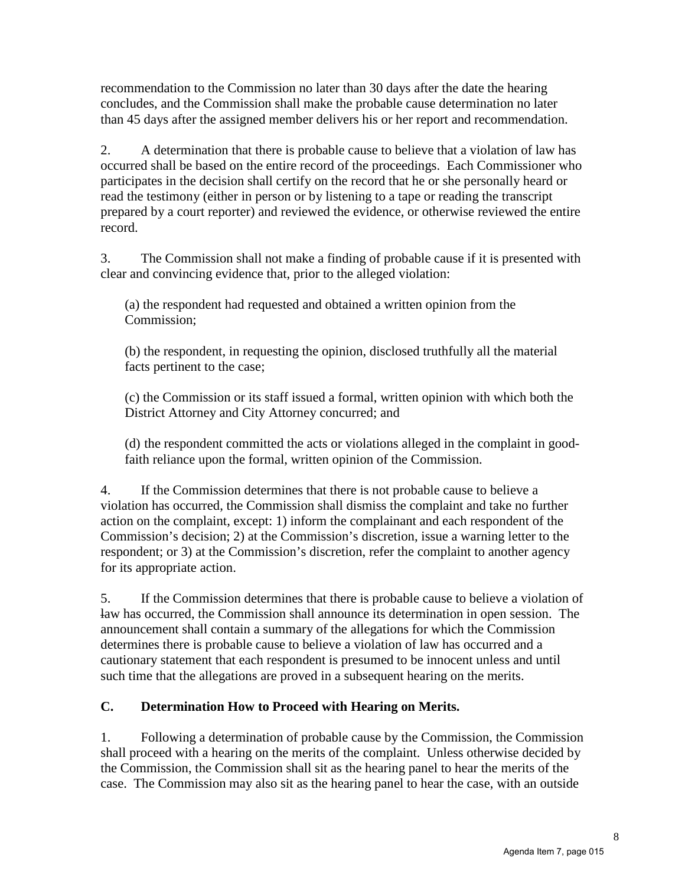recommendation to the Commission no later than 30 days after the date the hearing concludes, and the Commission shall make the probable cause determination no later than 45 days after the assigned member delivers his or her report and recommendation.

2. A determination that there is probable cause to believe that a violation of law has occurred shall be based on the entire record of the proceedings. Each Commissioner who participates in the decision shall certify on the record that he or she personally heard or read the testimony (either in person or by listening to a tape or reading the transcript prepared by a court reporter) and reviewed the evidence, or otherwise reviewed the entire record.

3. The Commission shall not make a finding of probable cause if it is presented with clear and convincing evidence that, prior to the alleged violation:

(a) the respondent had requested and obtained a written opinion from the Commission;

(b) the respondent, in requesting the opinion, disclosed truthfully all the material facts pertinent to the case;

(c) the Commission or its staff issued a formal, written opinion with which both the District Attorney and City Attorney concurred; and

(d) the respondent committed the acts or violations alleged in the complaint in good-faith reliance upon the formal, written opinion of the Commission.

4. If the Commission determines that there is not probable cause to believe a violation has occurred, the Commission shall dismiss the complaint and take no further action on the complaint, except: 1) inform the complainant and each respondent of the Commission's decision; 2) at the Commission's discretion, issue a warning letter to the respondent; or 3) at the Commission's discretion, refer the complaint to another agency for its appropriate action.

5. If the Commission determines that there is probable cause to believe a violation of law has occurred, the Commission shall announce its determination in open session. The announcement shall contain a summary of the allegations for which the Commission determines there is probable cause to believe a violation of law has occurred and a cautionary statement that each respondent is presumed to be innocent unless and until such time that the allegations are proved in a subsequent hearing on the merits.

## C. Determination How to Proceed with Hearing on Merits.

1. Following a determination of probable cause by the Commission, the Commission shall proceed with a hearing on the merits of the complaint. Unless otherwise decided by the Commission, the Commission shall sit as the hearing panel to hear the merits of the case. The Commission may also sit as the hearing panel to hear the case, with an outside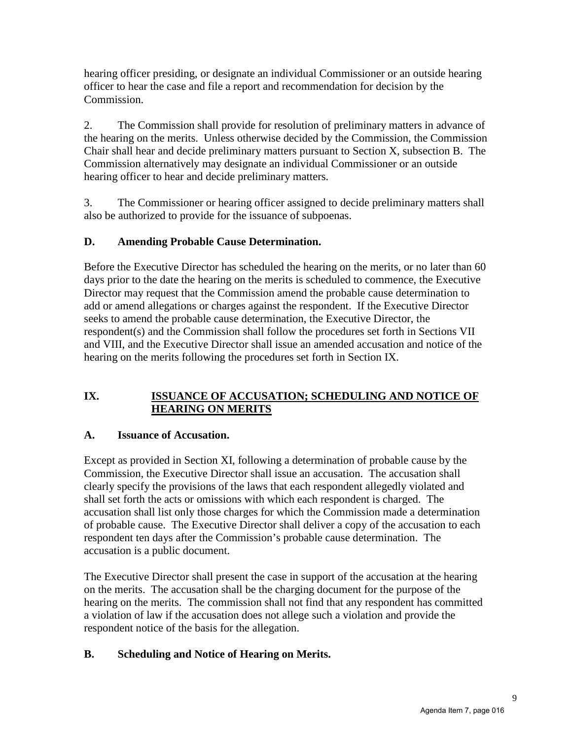hearing officer presiding, or designate an individual Commissioner or an outside hearing officer to hear the case and file a report and recommendation for decision by the Commission.

2. The Commission shall provide for resolution of preliminary matters in advance of the hearing on the merits. Unless otherwise decided by the Commission, the Commission Chair shall hear and decide preliminary matters pursuant to Section X, subsection B. The Commission alternatively may designate an individual Commissioner or an outside hearing officer to hear and decide preliminary matters.

3. The Commissioner or hearing officer assigned to decide preliminary matters shall also be authorized to provide for the issuance of subpoenas.

### D. Amending Probable Cause Determination.

Before the Executive Director has scheduled the hearing on the merits, or no later than 60 days prior to the date the hearing on the merits is scheduled to commence, the Executive Director may request that the Commission amend the probable cause determination to add or amend allegations or charges against the respondent. If the Executive Director seeks to amend the probable cause determination, the Executive Director, the respondent(s) and the Commission shall follow the procedures set forth in Sections VII and VIII, and the Executive Director shall issue an amended accusation and notice of the hearing on the merits following the procedures set forth in Section IX.

## IX. ISSUANCE OF ACCUSATION; SCHEDULING AND NOTICE OF HEARING ON MERITS

### A. Issuance of Accusation.

Except as provided in Section XI, following a determination of probable cause by the Commission, the Executive Director shall issue an accusation. The accusation shall clearly specify the provisions of the laws that each respondent allegedly violated and shall set forth the acts or omissions with which each respondent is charged. The accusation shall list only those charges for which the Commission made a determination of probable cause. The Executive Director shall deliver a copy of the accusation to each respondent ten days after the Commission's probable cause determination. The accusation is a public document.

The Executive Director shall present the case in support of the accusation at the hearing on the merits. The accusation shall be the charging document for the purpose of the hearing on the merits. The commission shall not find that any respondent has committed a violation of law if the accusation does not allege such a violation and provide the respondent notice of the basis for the allegation.

### B. Scheduling and Notice of Hearing on Merits.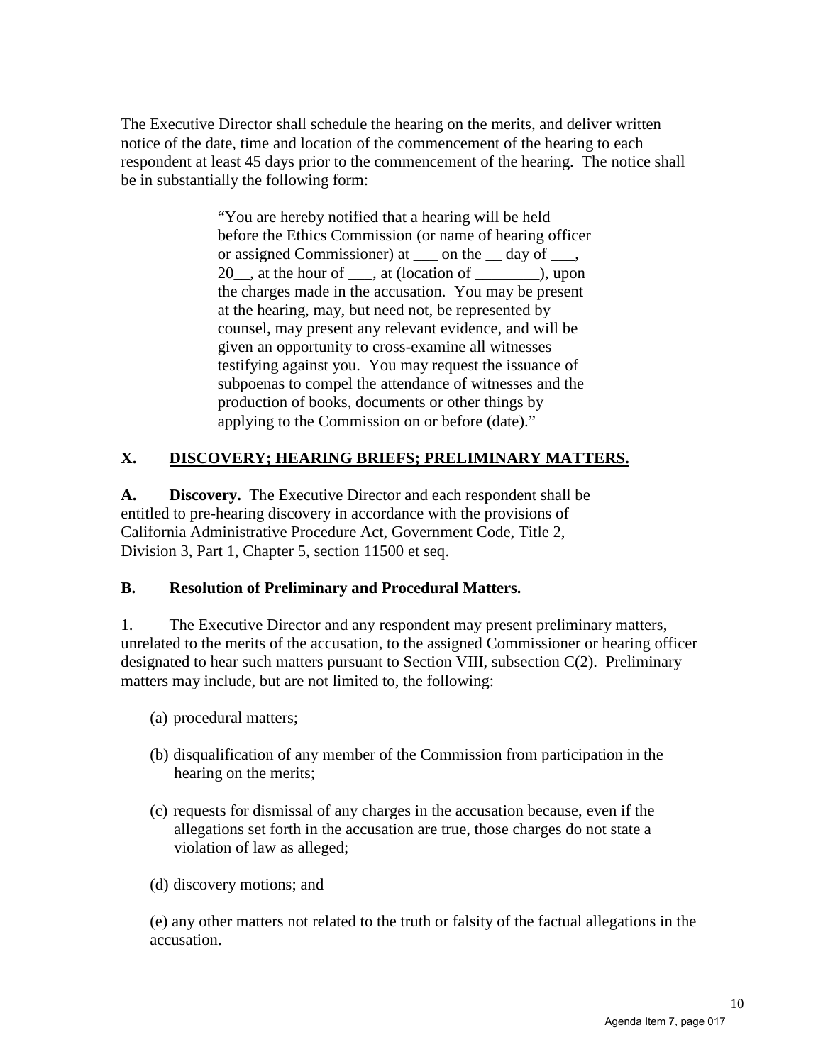The Executive Director shall schedule the hearing on the merits, and deliver written notice of the date, time and location of the commencement of the hearing to each respondent at least 45 days prior to the commencement of the hearing. The notice shall be in substantially the following form:

> "You are hereby notified that a hearing will be held before the Ethics Commission (or name of hearing officer or assigned Commissioner) at ___ on the __ day of ___, 20__, at the hour of ___, at (location of ________), upon the charges made in the accusation. You may be present at the hearing, may, but need not, be represented by counsel, may present any relevant evidence, and will be given an opportunity to cross-examine all witnesses testifying against you. You may request the issuance of subpoenas to compel the attendance of witnesses and the production of books, documents or other things by applying to the Commission on or before (date)."

## X. DISCOVERY; HEARING BRIEFS; PRELIMINARY MATTERS.

**A. Discovery.** The Executive Director and each respondent shall be entitled to pre-hearing discovery in accordance with the provisions of California Administrative Procedure Act, Government Code, Title 2, Division 3, Part 1, Chapter 5, section 11500 et seq.

**B. Resolution of Preliminary and Procedural Matters.**

1. The Executive Director and any respondent may present preliminary matters, unrelated to the merits of the accusation, to the assigned Commissioner or hearing officer designated to hear such matters pursuant to Section VIII, subsection C(2). Preliminary matters may include, but are not limited to, the following:

   (a) procedural matters;

   (b) disqualification of any member of the Commission from participation in the hearing on the merits;

   (c) requests for dismissal of any charges in the accusation because, even if the allegations set forth in the accusation are true, those charges do not state a violation of law as alleged;

   (d) discovery motions; and

   (e) any other matters not related to the truth or falsity of the factual allegations in the accusation.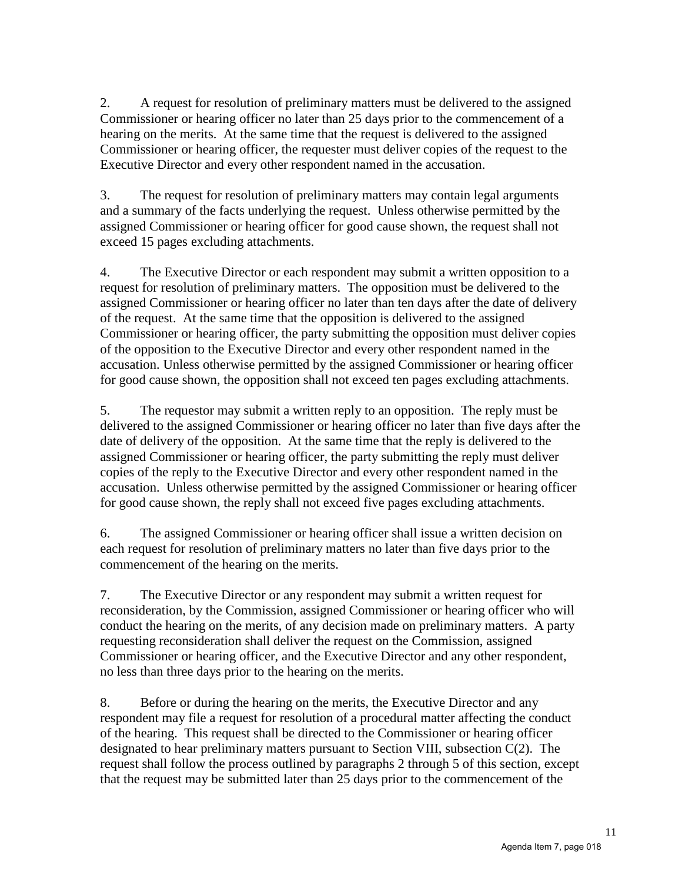2. A request for resolution of preliminary matters must be delivered to the assigned Commissioner or hearing officer no later than 25 days prior to the commencement of a hearing on the merits. At the same time that the request is delivered to the assigned Commissioner or hearing officer, the requester must deliver copies of the request to the Executive Director and every other respondent named in the accusation.

3. The request for resolution of preliminary matters may contain legal arguments and a summary of the facts underlying the request. Unless otherwise permitted by the assigned Commissioner or hearing officer for good cause shown, the request shall not exceed 15 pages excluding attachments.

4. The Executive Director or each respondent may submit a written opposition to a request for resolution of preliminary matters. The opposition must be delivered to the assigned Commissioner or hearing officer no later than ten days after the date of delivery of the request. At the same time that the opposition is delivered to the assigned Commissioner or hearing officer, the party submitting the opposition must deliver copies of the opposition to the Executive Director and every other respondent named in the accusation. Unless otherwise permitted by the assigned Commissioner or hearing officer for good cause shown, the opposition shall not exceed ten pages excluding attachments.

5. The requestor may submit a written reply to an opposition. The reply must be delivered to the assigned Commissioner or hearing officer no later than five days after the date of delivery of the opposition. At the same time that the reply is delivered to the assigned Commissioner or hearing officer, the party submitting the reply must deliver copies of the reply to the Executive Director and every other respondent named in the accusation. Unless otherwise permitted by the assigned Commissioner or hearing officer for good cause shown, the reply shall not exceed five pages excluding attachments.

6. The assigned Commissioner or hearing officer shall issue a written decision on each request for resolution of preliminary matters no later than five days prior to the commencement of the hearing on the merits.

7. The Executive Director or any respondent may submit a written request for reconsideration, by the Commission, assigned Commissioner or hearing officer who will conduct the hearing on the merits, of any decision made on preliminary matters. A party requesting reconsideration shall deliver the request on the Commission, assigned Commissioner or hearing officer, and the Executive Director and any other respondent, no less than three days prior to the hearing on the merits.

8. Before or during the hearing on the merits, the Executive Director and any respondent may file a request for resolution of a procedural matter affecting the conduct of the hearing. This request shall be directed to the Commissioner or hearing officer designated to hear preliminary matters pursuant to Section VIII, subsection C(2). The request shall follow the process outlined by paragraphs 2 through 5 of this section, except that the request may be submitted later than 25 days prior to the commencement of the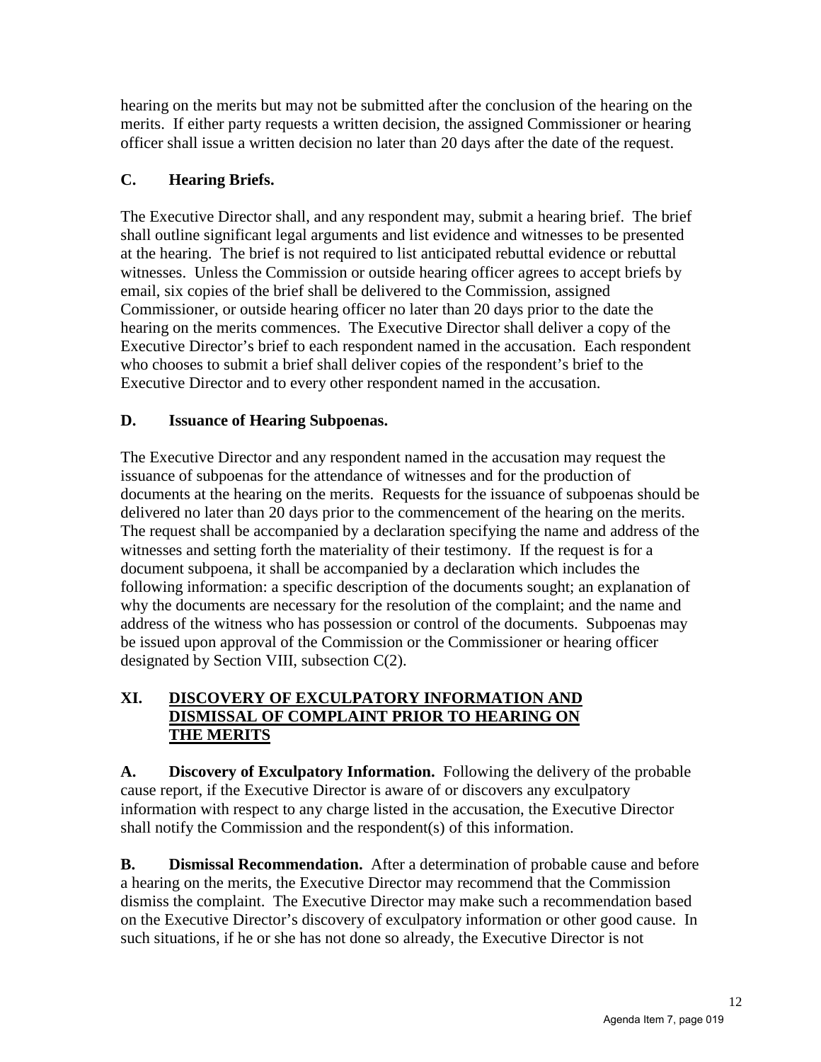hearing on the merits but may not be submitted after the conclusion of the hearing on the merits. If either party requests a written decision, the assigned Commissioner or hearing officer shall issue a written decision no later than 20 days after the date of the request.

### C. Hearing Briefs.

The Executive Director shall, and any respondent may, submit a hearing brief. The brief shall outline significant legal arguments and list evidence and witnesses to be presented at the hearing. The brief is not required to list anticipated rebuttal evidence or rebuttal witnesses. Unless the Commission or outside hearing officer agrees to accept briefs by email, six copies of the brief shall be delivered to the Commission, assigned Commissioner, or outside hearing officer no later than 20 days prior to the date the hearing on the merits commences. The Executive Director shall deliver a copy of the Executive Director's brief to each respondent named in the accusation. Each respondent who chooses to submit a brief shall deliver copies of the respondent's brief to the Executive Director and to every other respondent named in the accusation.

### D. Issuance of Hearing Subpoenas.

The Executive Director and any respondent named in the accusation may request the issuance of subpoenas for the attendance of witnesses and for the production of documents at the hearing on the merits. Requests for the issuance of subpoenas should be delivered no later than 20 days prior to the commencement of the hearing on the merits. The request shall be accompanied by a declaration specifying the name and address of the witnesses and setting forth the materiality of their testimony. If the request is for a document subpoena, it shall be accompanied by a declaration which includes the following information: a specific description of the documents sought; an explanation of why the documents are necessary for the resolution of the complaint; and the name and address of the witness who has possession or control of the documents. Subpoenas may be issued upon approval of the Commission or the Commissioner or hearing officer designated by Section VIII, subsection C(2).

## XI. DISCOVERY OF EXCULPATORY INFORMATION AND DISMISSAL OF COMPLAINT PRIOR TO HEARING ON THE MERITS

**A. Discovery of Exculpatory Information.** Following the delivery of the probable cause report, if the Executive Director is aware of or discovers any exculpatory information with respect to any charge listed in the accusation, the Executive Director shall notify the Commission and the respondent(s) of this information.

**B. Dismissal Recommendation.** After a determination of probable cause and before a hearing on the merits, the Executive Director may recommend that the Commission dismiss the complaint. The Executive Director may make such a recommendation based on the Executive Director's discovery of exculpatory information or other good cause. In such situations, if he or she has not done so already, the Executive Director is not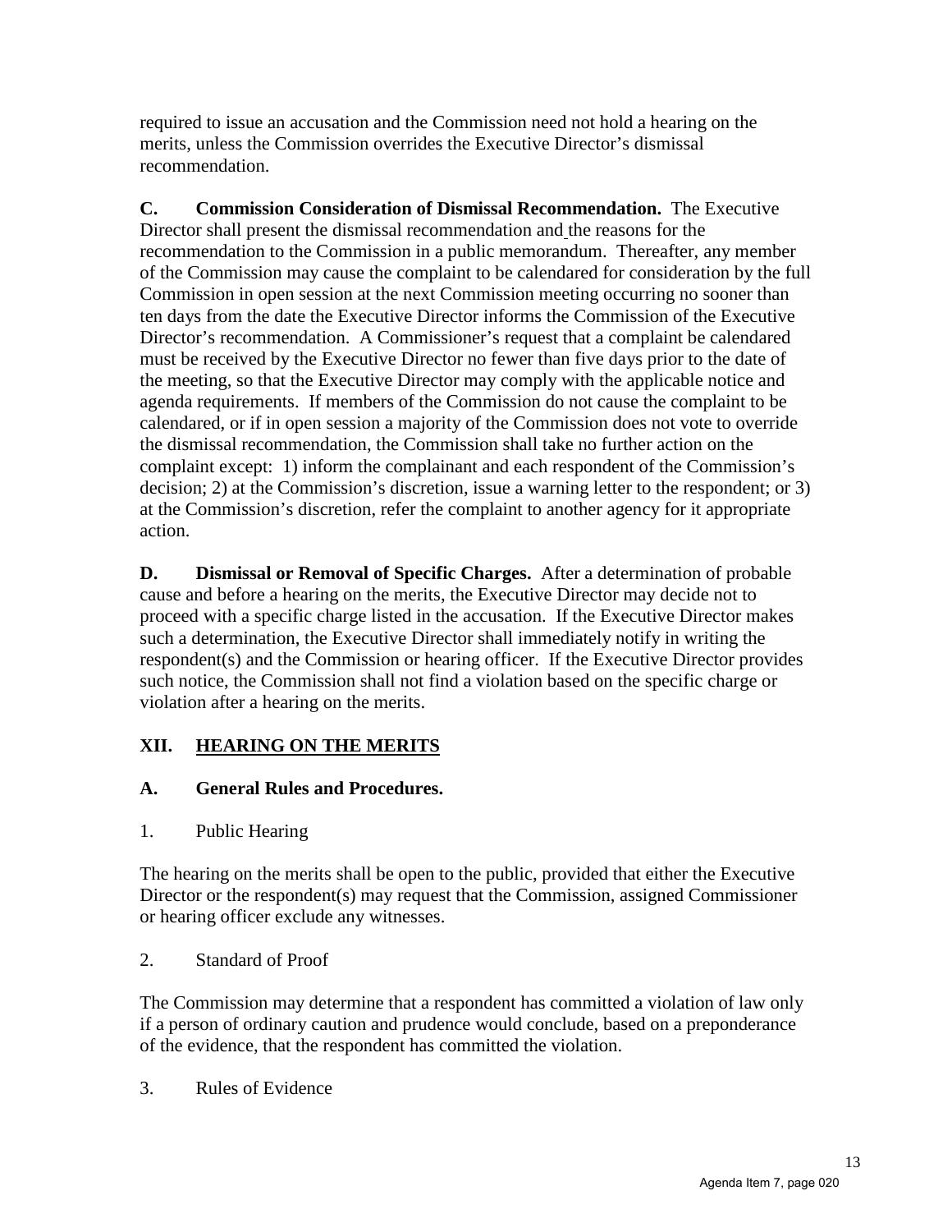required to issue an accusation and the Commission need not hold a hearing on the merits, unless the Commission overrides the Executive Director's dismissal recommendation.

**C. Commission Consideration of Dismissal Recommendation.** The Executive Director shall present the dismissal recommendation and the reasons for the recommendation to the Commission in a public memorandum. Thereafter, any member of the Commission may cause the complaint to be calendared for consideration by the full Commission in open session at the next Commission meeting occurring no sooner than ten days from the date the Executive Director informs the Commission of the Executive Director's recommendation. A Commissioner's request that a complaint be calendared must be received by the Executive Director no fewer than five days prior to the date of the meeting, so that the Executive Director may comply with the applicable notice and agenda requirements. If members of the Commission do not cause the complaint to be calendared, or if in open session a majority of the Commission does not vote to override the dismissal recommendation, the Commission shall take no further action on the complaint except: 1) inform the complainant and each respondent of the Commission's decision; 2) at the Commission's discretion, issue a warning letter to the respondent; or 3) at the Commission's discretion, refer the complaint to another agency for it appropriate action.

**D. Dismissal or Removal of Specific Charges.** After a determination of probable cause and before a hearing on the merits, the Executive Director may decide not to proceed with a specific charge listed in the accusation. If the Executive Director makes such a determination, the Executive Director shall immediately notify in writing the respondent(s) and the Commission or hearing officer. If the Executive Director provides such notice, the Commission shall not find a violation based on the specific charge or violation after a hearing on the merits.

## XII. HEARING ON THE MERITS

### A. General Rules and Procedures.

1. Public Hearing

The hearing on the merits shall be open to the public, provided that either the Executive Director or the respondent(s) may request that the Commission, assigned Commissioner or hearing officer exclude any witnesses.

2. Standard of Proof

The Commission may determine that a respondent has committed a violation of law only if a person of ordinary caution and prudence would conclude, based on a preponderance of the evidence, that the respondent has committed the violation.

3. Rules of Evidence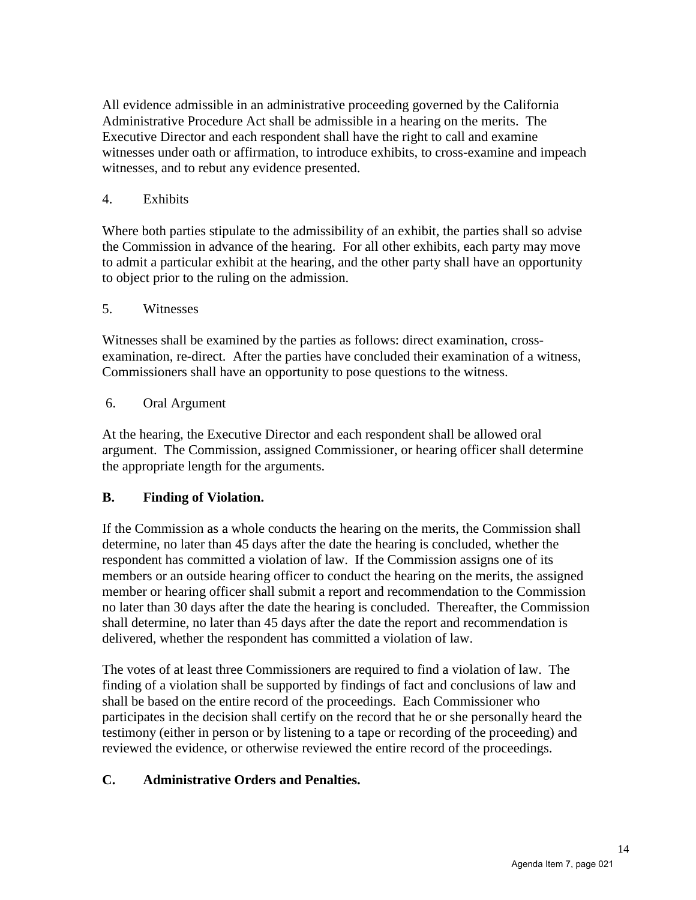All evidence admissible in an administrative proceeding governed by the California Administrative Procedure Act shall be admissible in a hearing on the merits. The Executive Director and each respondent shall have the right to call and examine witnesses under oath or affirmation, to introduce exhibits, to cross-examine and impeach witnesses, and to rebut any evidence presented.

4. Exhibits

Where both parties stipulate to the admissibility of an exhibit, the parties shall so advise the Commission in advance of the hearing. For all other exhibits, each party may move to admit a particular exhibit at the hearing, and the other party shall have an opportunity to object prior to the ruling on the admission.

5. Witnesses

Witnesses shall be examined by the parties as follows: direct examination, cross-examination, re-direct. After the parties have concluded their examination of a witness, Commissioners shall have an opportunity to pose questions to the witness.

6. Oral Argument

At the hearing, the Executive Director and each respondent shall be allowed oral argument. The Commission, assigned Commissioner, or hearing officer shall determine the appropriate length for the arguments.

**B. Finding of Violation.**

If the Commission as a whole conducts the hearing on the merits, the Commission shall determine, no later than 45 days after the date the hearing is concluded, whether the respondent has committed a violation of law. If the Commission assigns one of its members or an outside hearing officer to conduct the hearing on the merits, the assigned member or hearing officer shall submit a report and recommendation to the Commission no later than 30 days after the date the hearing is concluded. Thereafter, the Commission shall determine, no later than 45 days after the date the report and recommendation is delivered, whether the respondent has committed a violation of law.

The votes of at least three Commissioners are required to find a violation of law. The finding of a violation shall be supported by findings of fact and conclusions of law and shall be based on the entire record of the proceedings. Each Commissioner who participates in the decision shall certify on the record that he or she personally heard the testimony (either in person or by listening to a tape or recording of the proceeding) and reviewed the evidence, or otherwise reviewed the entire record of the proceedings.

**C. Administrative Orders and Penalties.**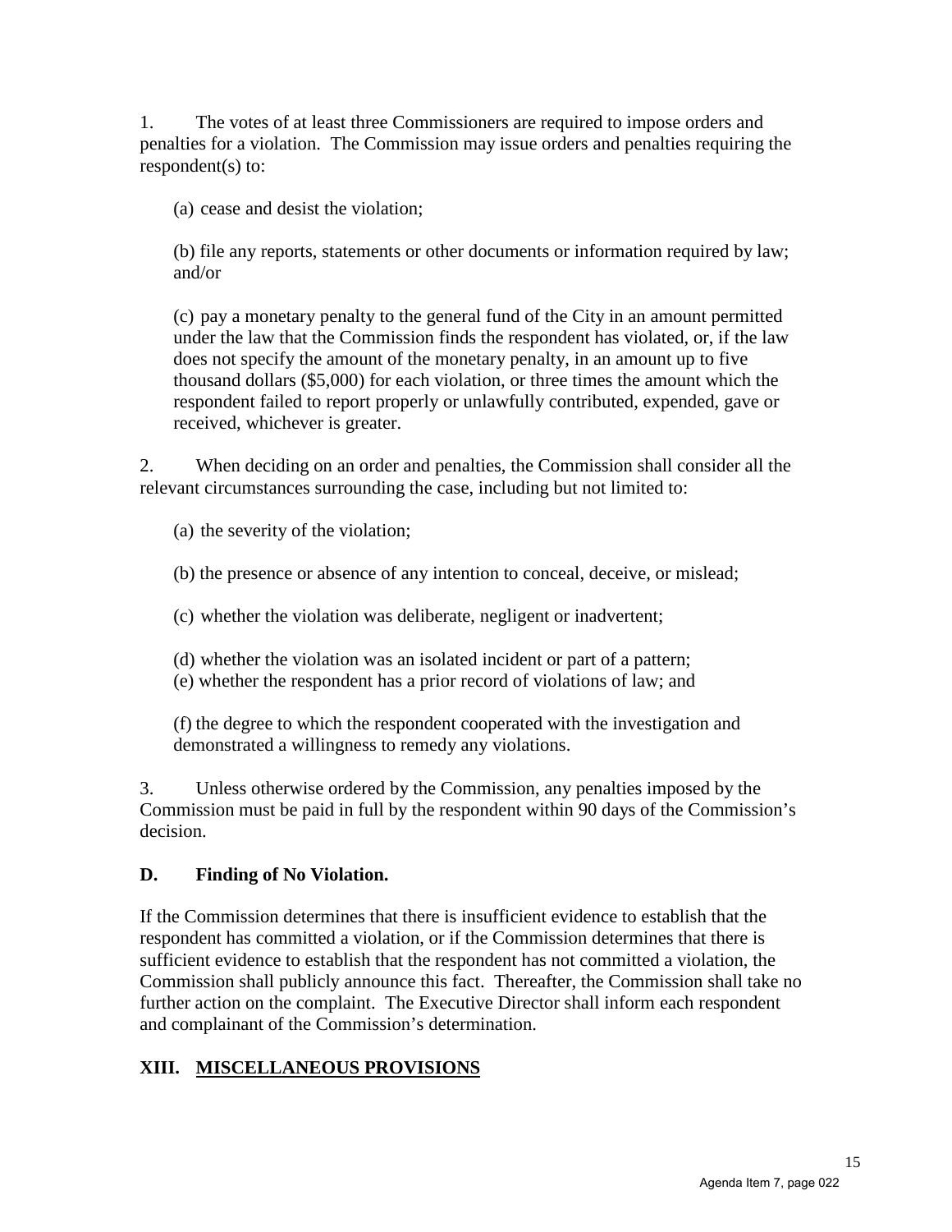1. The votes of at least three Commissioners are required to impose orders and penalties for a violation. The Commission may issue orders and penalties requiring the respondent(s) to:

(a) cease and desist the violation;

(b) file any reports, statements or other documents or information required by law; and/or

(c) pay a monetary penalty to the general fund of the City in an amount permitted under the law that the Commission finds the respondent has violated, or, if the law does not specify the amount of the monetary penalty, in an amount up to five thousand dollars ($5,000) for each violation, or three times the amount which the respondent failed to report properly or unlawfully contributed, expended, gave or received, whichever is greater.

2. When deciding on an order and penalties, the Commission shall consider all the relevant circumstances surrounding the case, including but not limited to:

(a) the severity of the violation;

(b) the presence or absence of any intention to conceal, deceive, or mislead;

(c) whether the violation was deliberate, negligent or inadvertent;

(d) whether the violation was an isolated incident or part of a pattern;

(e) whether the respondent has a prior record of violations of law; and

(f) the degree to which the respondent cooperated with the investigation and demonstrated a willingness to remedy any violations.

3. Unless otherwise ordered by the Commission, any penalties imposed by the Commission must be paid in full by the respondent within 90 days of the Commission's decision.

### D. Finding of No Violation.

If the Commission determines that there is insufficient evidence to establish that the respondent has committed a violation, or if the Commission determines that there is sufficient evidence to establish that the respondent has not committed a violation, the Commission shall publicly announce this fact. Thereafter, the Commission shall take no further action on the complaint. The Executive Director shall inform each respondent and complainant of the Commission's determination.

## XIII. MISCELLANEOUS PROVISIONS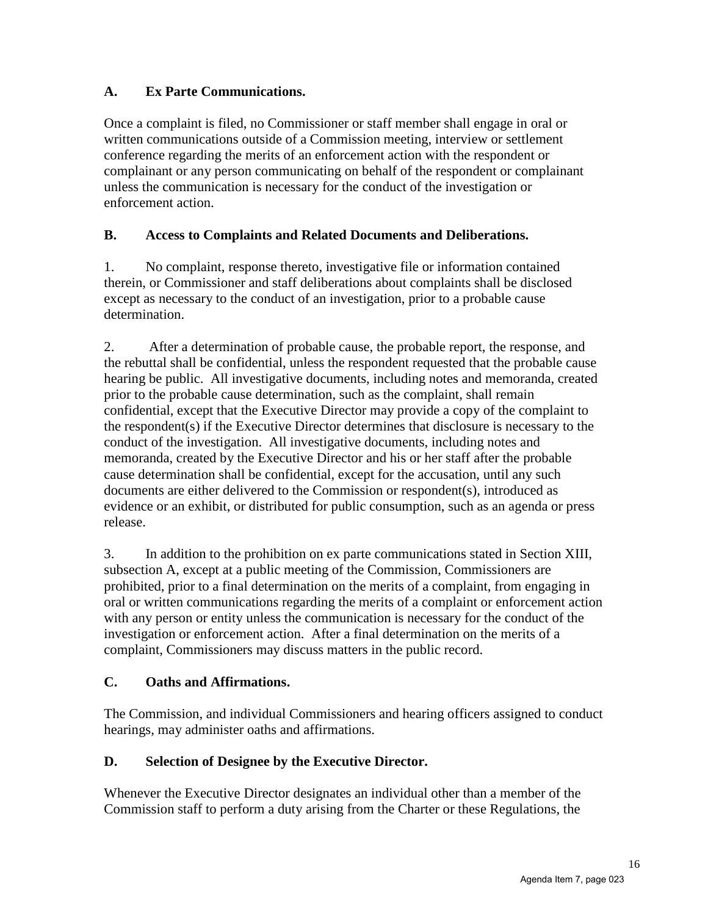### A. Ex Parte Communications.

Once a complaint is filed, no Commissioner or staff member shall engage in oral or written communications outside of a Commission meeting, interview or settlement conference regarding the merits of an enforcement action with the respondent or complainant or any person communicating on behalf of the respondent or complainant unless the communication is necessary for the conduct of the investigation or enforcement action.

### B. Access to Complaints and Related Documents and Deliberations.

1. No complaint, response thereto, investigative file or information contained therein, or Commissioner and staff deliberations about complaints shall be disclosed except as necessary to the conduct of an investigation, prior to a probable cause determination.

2. After a determination of probable cause, the probable report, the response, and the rebuttal shall be confidential, unless the respondent requested that the probable cause hearing be public. All investigative documents, including notes and memoranda, created prior to the probable cause determination, such as the complaint, shall remain confidential, except that the Executive Director may provide a copy of the complaint to the respondent(s) if the Executive Director determines that disclosure is necessary to the conduct of the investigation. All investigative documents, including notes and memoranda, created by the Executive Director and his or her staff after the probable cause determination shall be confidential, except for the accusation, until any such documents are either delivered to the Commission or respondent(s), introduced as evidence or an exhibit, or distributed for public consumption, such as an agenda or press release.

3. In addition to the prohibition on ex parte communications stated in Section XIII, subsection A, except at a public meeting of the Commission, Commissioners are prohibited, prior to a final determination on the merits of a complaint, from engaging in oral or written communications regarding the merits of a complaint or enforcement action with any person or entity unless the communication is necessary for the conduct of the investigation or enforcement action. After a final determination on the merits of a complaint, Commissioners may discuss matters in the public record.

### C. Oaths and Affirmations.

The Commission, and individual Commissioners and hearing officers assigned to conduct hearings, may administer oaths and affirmations.

### D. Selection of Designee by the Executive Director.

Whenever the Executive Director designates an individual other than a member of the Commission staff to perform a duty arising from the Charter or these Regulations, the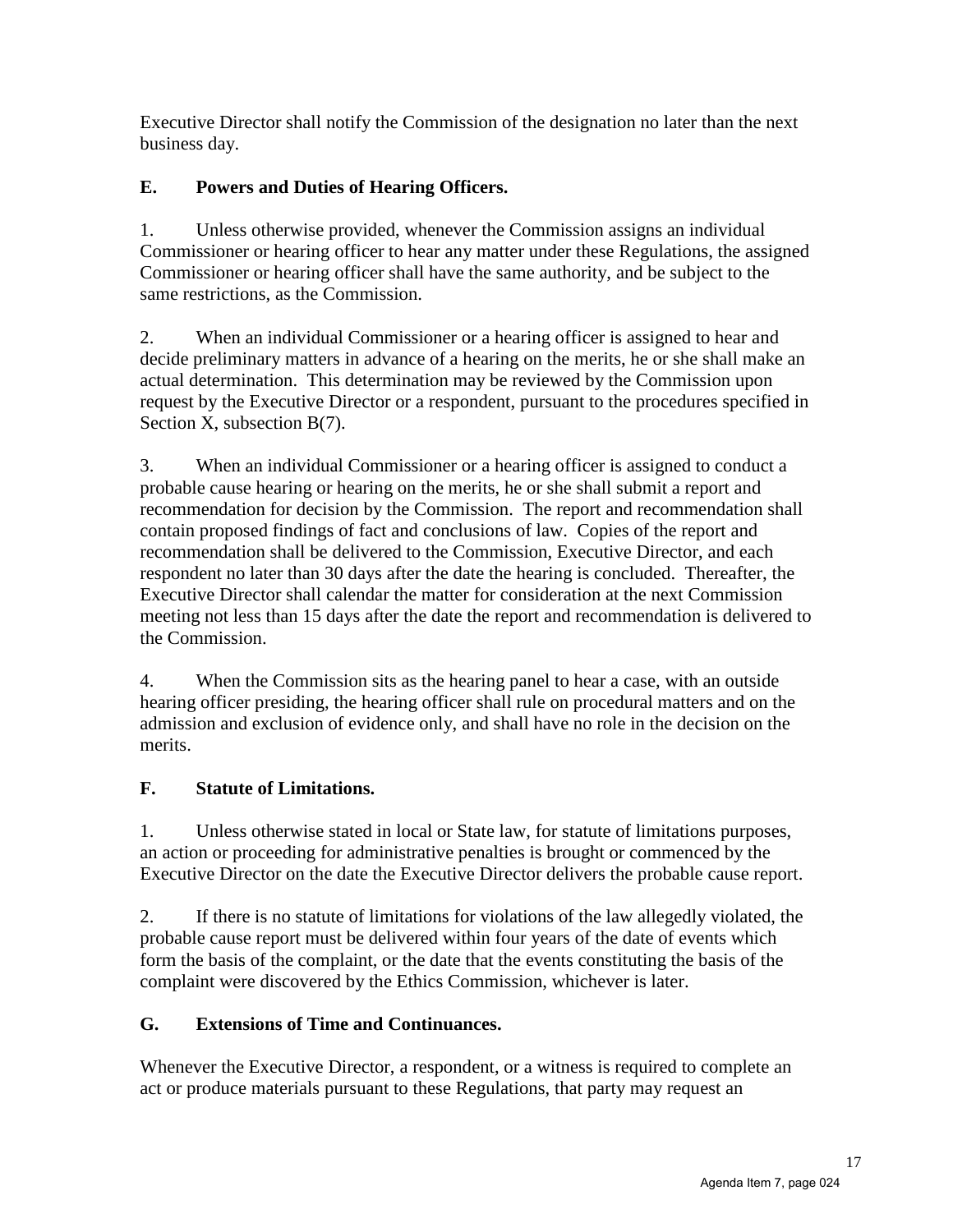Executive Director shall notify the Commission of the designation no later than the next business day.

**E. Powers and Duties of Hearing Officers.**

1. Unless otherwise provided, whenever the Commission assigns an individual Commissioner or hearing officer to hear any matter under these Regulations, the assigned Commissioner or hearing officer shall have the same authority, and be subject to the same restrictions, as the Commission.

2. When an individual Commissioner or a hearing officer is assigned to hear and decide preliminary matters in advance of a hearing on the merits, he or she shall make an actual determination. This determination may be reviewed by the Commission upon request by the Executive Director or a respondent, pursuant to the procedures specified in Section X, subsection B(7).

3. When an individual Commissioner or a hearing officer is assigned to conduct a probable cause hearing or hearing on the merits, he or she shall submit a report and recommendation for decision by the Commission. The report and recommendation shall contain proposed findings of fact and conclusions of law. Copies of the report and recommendation shall be delivered to the Commission, Executive Director, and each respondent no later than 30 days after the date the hearing is concluded. Thereafter, the Executive Director shall calendar the matter for consideration at the next Commission meeting not less than 15 days after the date the report and recommendation is delivered to the Commission.

4. When the Commission sits as the hearing panel to hear a case, with an outside hearing officer presiding, the hearing officer shall rule on procedural matters and on the admission and exclusion of evidence only, and shall have no role in the decision on the merits.

**F. Statute of Limitations.**

1. Unless otherwise stated in local or State law, for statute of limitations purposes, an action or proceeding for administrative penalties is brought or commenced by the Executive Director on the date the Executive Director delivers the probable cause report.

2. If there is no statute of limitations for violations of the law allegedly violated, the probable cause report must be delivered within four years of the date of events which form the basis of the complaint, or the date that the events constituting the basis of the complaint were discovered by the Ethics Commission, whichever is later.

**G. Extensions of Time and Continuances.**

Whenever the Executive Director, a respondent, or a witness is required to complete an act or produce materials pursuant to these Regulations, that party may request an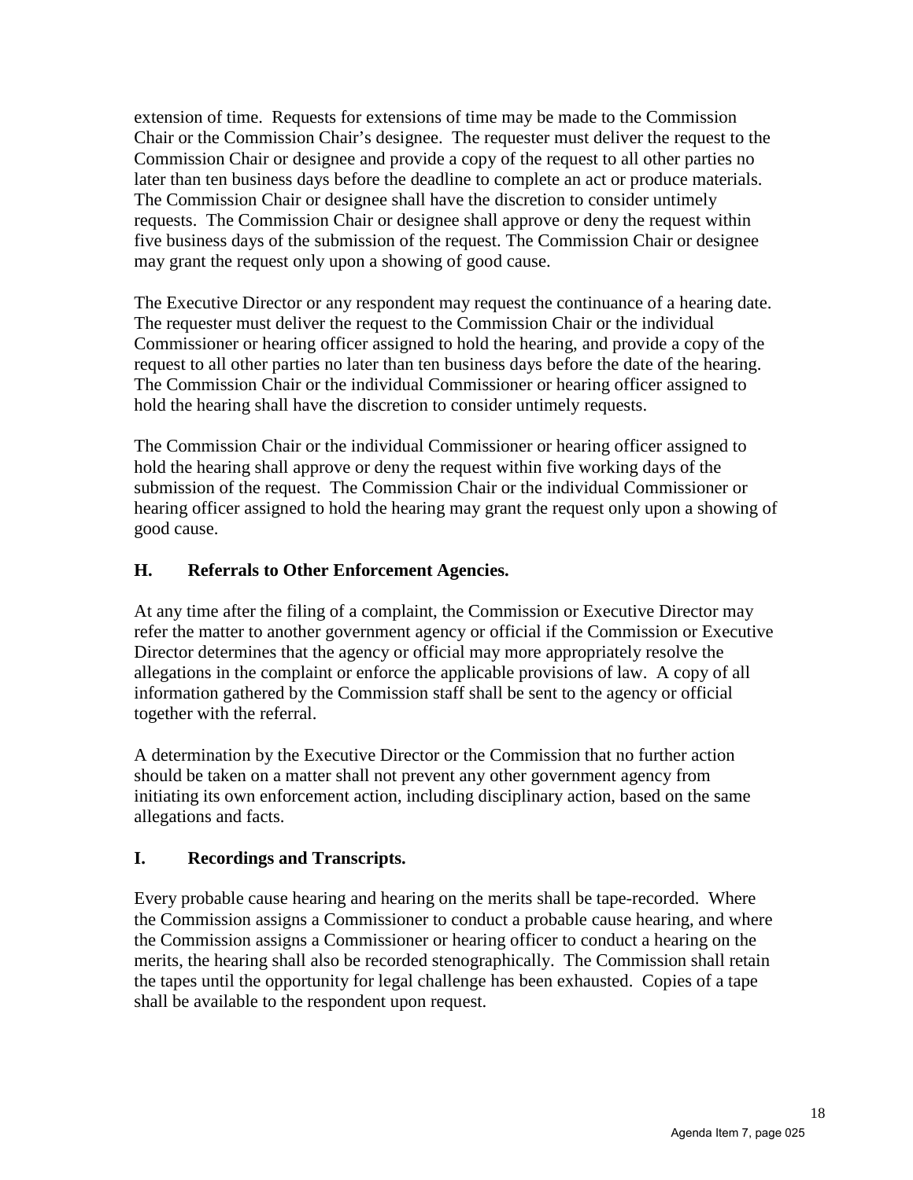extension of time. Requests for extensions of time may be made to the Commission Chair or the Commission Chair's designee. The requester must deliver the request to the Commission Chair or designee and provide a copy of the request to all other parties no later than ten business days before the deadline to complete an act or produce materials. The Commission Chair or designee shall have the discretion to consider untimely requests. The Commission Chair or designee shall approve or deny the request within five business days of the submission of the request. The Commission Chair or designee may grant the request only upon a showing of good cause.

The Executive Director or any respondent may request the continuance of a hearing date. The requester must deliver the request to the Commission Chair or the individual Commissioner or hearing officer assigned to hold the hearing, and provide a copy of the request to all other parties no later than ten business days before the date of the hearing. The Commission Chair or the individual Commissioner or hearing officer assigned to hold the hearing shall have the discretion to consider untimely requests.

The Commission Chair or the individual Commissioner or hearing officer assigned to hold the hearing shall approve or deny the request within five working days of the submission of the request. The Commission Chair or the individual Commissioner or hearing officer assigned to hold the hearing may grant the request only upon a showing of good cause.

### H. Referrals to Other Enforcement Agencies.

At any time after the filing of a complaint, the Commission or Executive Director may refer the matter to another government agency or official if the Commission or Executive Director determines that the agency or official may more appropriately resolve the allegations in the complaint or enforce the applicable provisions of law. A copy of all information gathered by the Commission staff shall be sent to the agency or official together with the referral.

A determination by the Executive Director or the Commission that no further action should be taken on a matter shall not prevent any other government agency from initiating its own enforcement action, including disciplinary action, based on the same allegations and facts.

### I. Recordings and Transcripts.

Every probable cause hearing and hearing on the merits shall be tape-recorded. Where the Commission assigns a Commissioner to conduct a probable cause hearing, and where the Commission assigns a Commissioner or hearing officer to conduct a hearing on the merits, the hearing shall also be recorded stenographically. The Commission shall retain the tapes until the opportunity for legal challenge has been exhausted. Copies of a tape shall be available to the respondent upon request.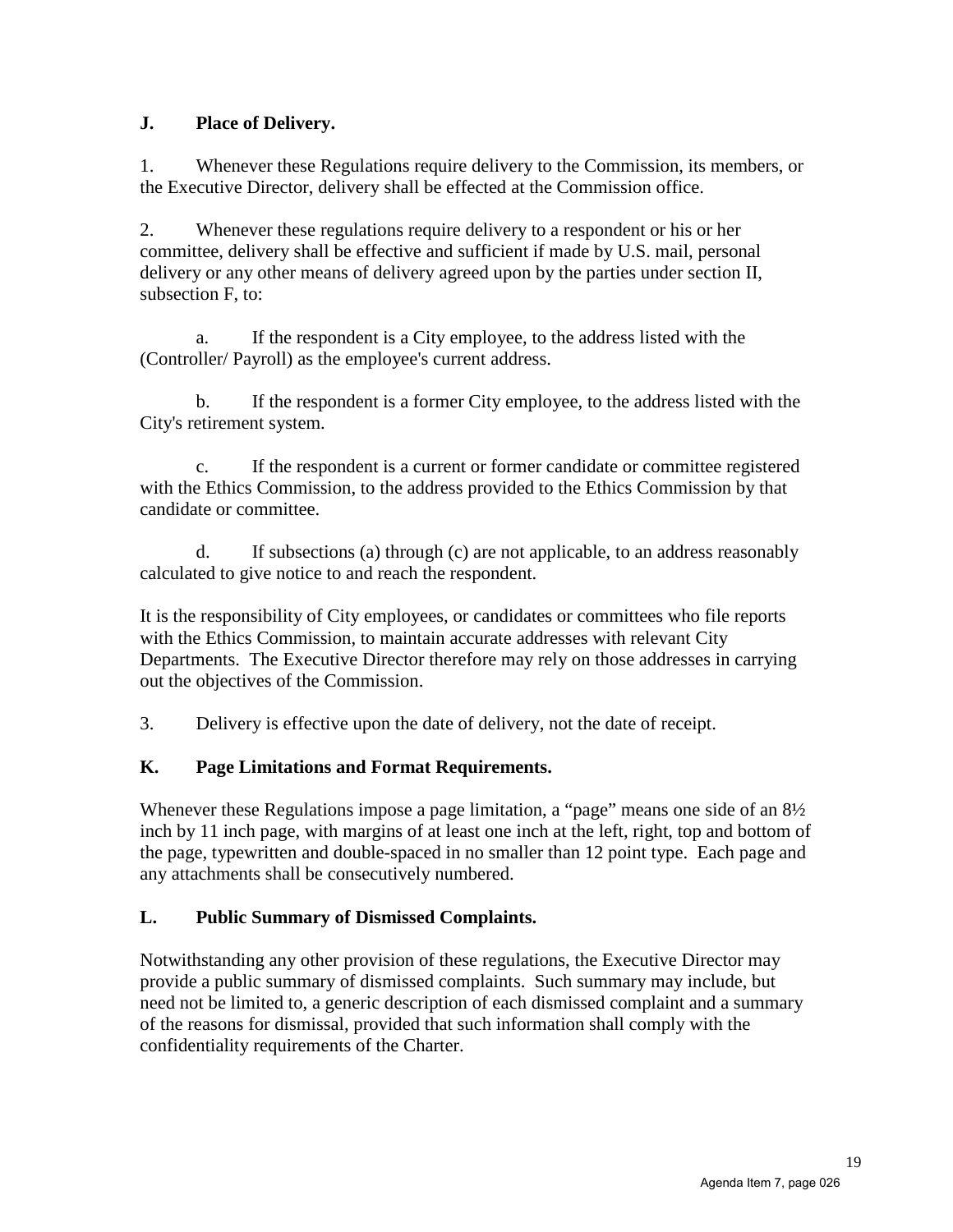## J. Place of Delivery.

1. Whenever these Regulations require delivery to the Commission, its members, or the Executive Director, delivery shall be effected at the Commission office.

2. Whenever these regulations require delivery to a respondent or his or her committee, delivery shall be effective and sufficient if made by U.S. mail, personal delivery or any other means of delivery agreed upon by the parties under section II, subsection F, to:

   a. If the respondent is a City employee, to the address listed with the (Controller/ Payroll) as the employee's current address.

   b. If the respondent is a former City employee, to the address listed with the City's retirement system.

   c. If the respondent is a current or former candidate or committee registered with the Ethics Commission, to the address provided to the Ethics Commission by that candidate or committee.

   d. If subsections (a) through (c) are not applicable, to an address reasonably calculated to give notice to and reach the respondent.

It is the responsibility of City employees, or candidates or committees who file reports with the Ethics Commission, to maintain accurate addresses with relevant City Departments. The Executive Director therefore may rely on those addresses in carrying out the objectives of the Commission.

3. Delivery is effective upon the date of delivery, not the date of receipt.

## K. Page Limitations and Format Requirements.

Whenever these Regulations impose a page limitation, a "page" means one side of an 8½ inch by 11 inch page, with margins of at least one inch at the left, right, top and bottom of the page, typewritten and double-spaced in no smaller than 12 point type. Each page and any attachments shall be consecutively numbered.

## L. Public Summary of Dismissed Complaints.

Notwithstanding any other provision of these regulations, the Executive Director may provide a public summary of dismissed complaints. Such summary may include, but need not be limited to, a generic description of each dismissed complaint and a summary of the reasons for dismissal, provided that such information shall comply with the confidentiality requirements of the Charter.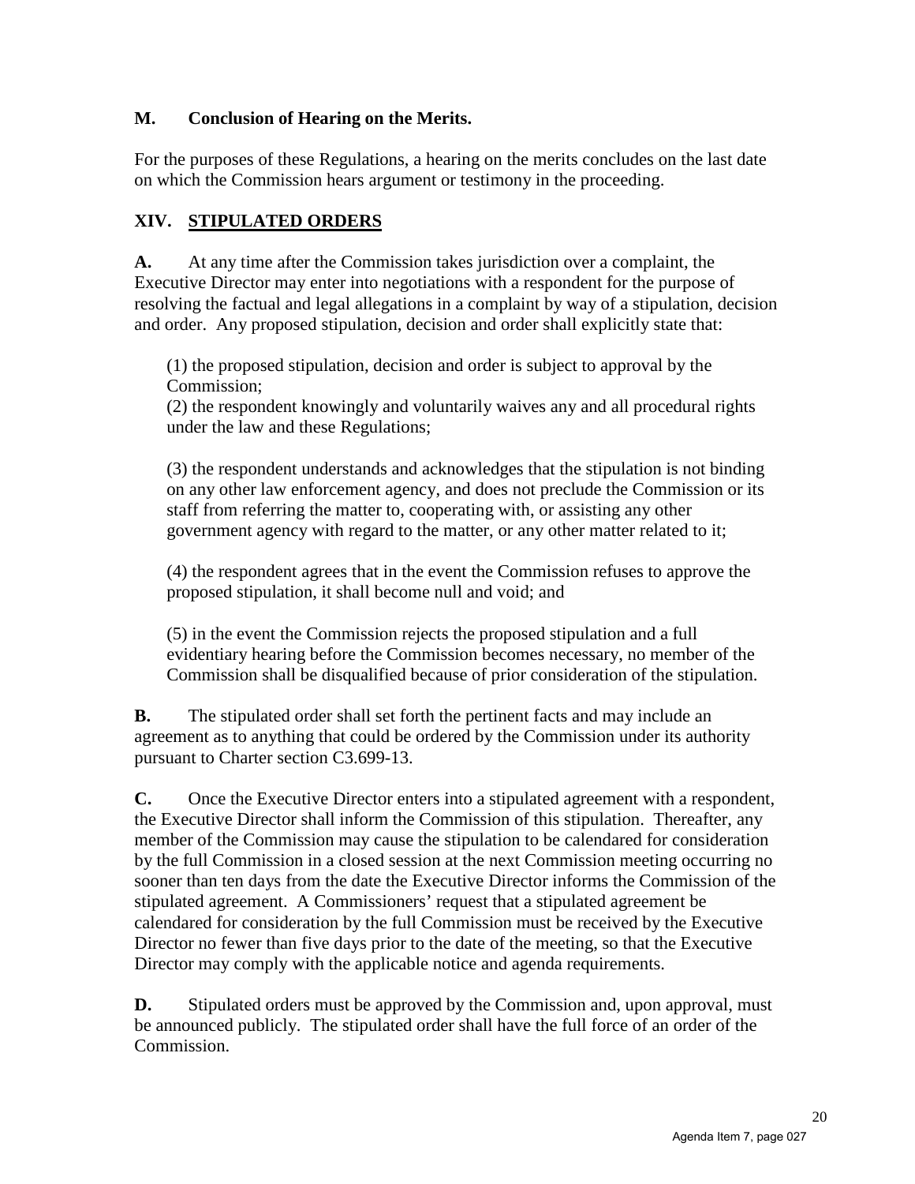**M. Conclusion of Hearing on the Merits.**

For the purposes of these Regulations, a hearing on the merits concludes on the last date on which the Commission hears argument or testimony in the proceeding.

## XIV. STIPULATED ORDERS

**A.** At any time after the Commission takes jurisdiction over a complaint, the Executive Director may enter into negotiations with a respondent for the purpose of resolving the factual and legal allegations in a complaint by way of a stipulation, decision and order. Any proposed stipulation, decision and order shall explicitly state that:

(1) the proposed stipulation, decision and order is subject to approval by the Commission;
(2) the respondent knowingly and voluntarily waives any and all procedural rights under the law and these Regulations;

(3) the respondent understands and acknowledges that the stipulation is not binding on any other law enforcement agency, and does not preclude the Commission or its staff from referring the matter to, cooperating with, or assisting any other government agency with regard to the matter, or any other matter related to it;

(4) the respondent agrees that in the event the Commission refuses to approve the proposed stipulation, it shall become null and void; and

(5) in the event the Commission rejects the proposed stipulation and a full evidentiary hearing before the Commission becomes necessary, no member of the Commission shall be disqualified because of prior consideration of the stipulation.

**B.** The stipulated order shall set forth the pertinent facts and may include an agreement as to anything that could be ordered by the Commission under its authority pursuant to Charter section C3.699-13.

**C.** Once the Executive Director enters into a stipulated agreement with a respondent, the Executive Director shall inform the Commission of this stipulation. Thereafter, any member of the Commission may cause the stipulation to be calendared for consideration by the full Commission in a closed session at the next Commission meeting occurring no sooner than ten days from the date the Executive Director informs the Commission of the stipulated agreement. A Commissioners' request that a stipulated agreement be calendared for consideration by the full Commission must be received by the Executive Director no fewer than five days prior to the date of the meeting, so that the Executive Director may comply with the applicable notice and agenda requirements.

**D.** Stipulated orders must be approved by the Commission and, upon approval, must be announced publicly. The stipulated order shall have the full force of an order of the Commission.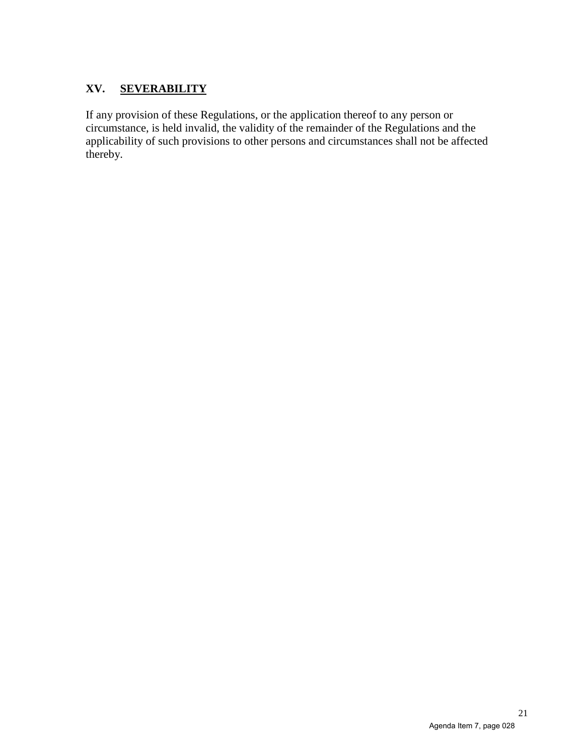## XV. SEVERABILITY

If any provision of these Regulations, or the application thereof to any person or circumstance, is held invalid, the validity of the remainder of the Regulations and the applicability of such provisions to other persons and circumstances shall not be affected thereby.